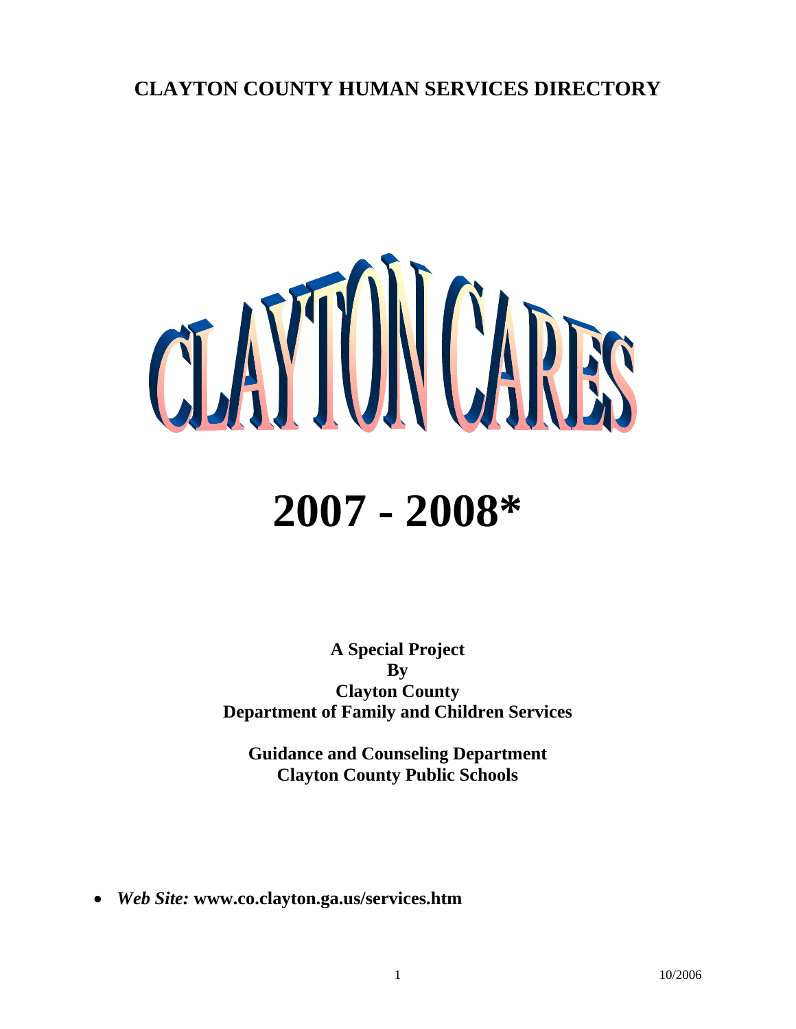# CLAYTON COUNTY HUMAN SERVICES DIRECTORY

# CLAYTON CARES

# 2007 - 2008*

**A Special Project**
**By**
**Clayton County**
**Department of Family and Children Services**

**Guidance and Counseling Department**
**Clayton County Public Schools**

- ***Web Site:*** **www.co.clayton.ga.us/services.htm**

10/2006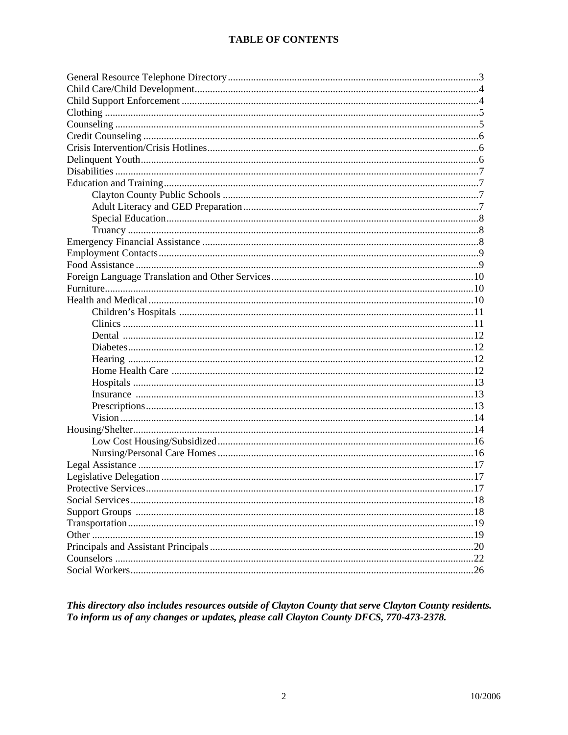# TABLE OF CONTENTS

- General Resource Telephone Directory ....................3
- Child Care/Child Development ....................4
- Child Support Enforcement ....................4
- Clothing ....................5
- Counseling ....................5
- Credit Counseling ....................6
- Crisis Intervention/Crisis Hotlines ....................6
- Delinquent Youth ....................6
- Disabilities ....................7
- Education and Training ....................7
  - Clayton County Public Schools ....................7
  - Adult Literacy and GED Preparation ....................7
  - Special Education ....................8
  - Truancy ....................8
- Emergency Financial Assistance ....................8
- Employment Contacts ....................9
- Food Assistance ....................9
- Foreign Language Translation and Other Services ....................10
- Furniture ....................10
- Health and Medical ....................10
  - Children's Hospitals ....................11
  - Clinics ....................11
  - Dental ....................12
  - Diabetes ....................12
  - Hearing ....................12
  - Home Health Care ....................12
  - Hospitals ....................13
  - Insurance ....................13
  - Prescriptions ....................13
  - Vision ....................14
- Housing/Shelter ....................14
  - Low Cost Housing/Subsidized ....................16
  - Nursing/Personal Care Homes ....................16
- Legal Assistance ....................17
- Legislative Delegation ....................17
- Protective Services ....................17
- Social Services ....................18
- Support Groups ....................18
- Transportation ....................19
- Other ....................19
- Principals and Assistant Principals ....................20
- Counselors ....................22
- Social Workers ....................26

***This directory also includes resources outside of Clayton County that serve Clayton County residents. To inform us of any changes or updates, please call Clayton County DFCS, 770-473-2378.***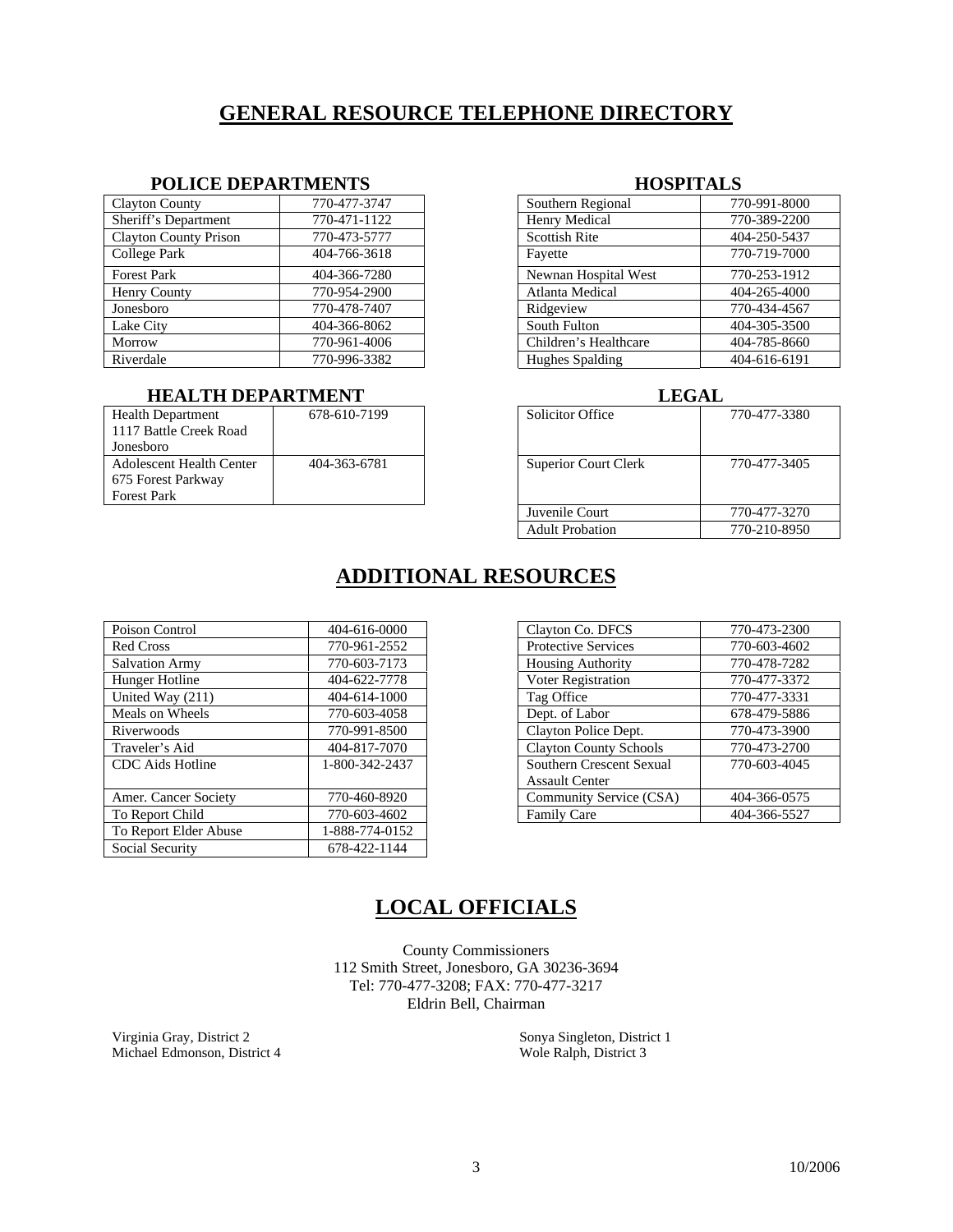# GENERAL RESOURCE TELEPHONE DIRECTORY

### POLICE DEPARTMENTS

| | |
|---|---|
| Clayton County | 770-477-3747 |
| Sheriff's Department | 770-471-1122 |
| Clayton County Prison | 770-473-5777 |
| College Park | 404-766-3618 |
| Forest Park | 404-366-7280 |
| Henry County | 770-954-2900 |
| Jonesboro | 770-478-7407 |
| Lake City | 404-366-8062 |
| Morrow | 770-961-4006 |
| Riverdale | 770-996-3382 |

### HOSPITALS

| | |
|---|---|
| Southern Regional | 770-991-8000 |
| Henry Medical | 770-389-2200 |
| Scottish Rite | 404-250-5437 |
| Fayette | 770-719-7000 |
| Newnan Hospital West | 770-253-1912 |
| Atlanta Medical | 404-265-4000 |
| Ridgeview | 770-434-4567 |
| South Fulton | 404-305-3500 |
| Children's Healthcare | 404-785-8660 |
| Hughes Spalding | 404-616-6191 |

### HEALTH DEPARTMENT

| | |
|---|---|
| Health Department 1117 Battle Creek Road Jonesboro | 678-610-7199 |
| Adolescent Health Center 675 Forest Parkway Forest Park | 404-363-6781 |

### LEGAL

| | |
|---|---|
| Solicitor Office | 770-477-3380 |
| Superior Court Clerk | 770-477-3405 |
| Juvenile Court | 770-477-3270 |
| Adult Probation | 770-210-8950 |

# ADDITIONAL RESOURCES

| | |
|---|---|
| Poison Control | 404-616-0000 |
| Red Cross | 770-961-2552 |
| Salvation Army | 770-603-7173 |
| Hunger Hotline | 404-622-7778 |
| United Way (211) | 404-614-1000 |
| Meals on Wheels | 770-603-4058 |
| Riverwoods | 770-991-8500 |
| Traveler's Aid | 404-817-7070 |
| CDC Aids Hotline | 1-800-342-2437 |
| Amer. Cancer Society | 770-460-8920 |
| To Report Child | 770-603-4602 |
| To Report Elder Abuse | 1-888-774-0152 |
| Social Security | 678-422-1144 |

| | |
|---|---|
| Clayton Co. DFCS | 770-473-2300 |
| Protective Services | 770-603-4602 |
| Housing Authority | 770-478-7282 |
| Voter Registration | 770-477-3372 |
| Tag Office | 770-477-3331 |
| Dept. of Labor | 678-479-5886 |
| Clayton Police Dept. | 770-473-3900 |
| Clayton County Schools | 770-473-2700 |
| Southern Crescent Sexual Assault Center | 770-603-4045 |
| Community Service (CSA) | 404-366-0575 |
| Family Care | 404-366-5527 |

# LOCAL OFFICIALS

County Commissioners
112 Smith Street, Jonesboro, GA 30236-3694
Tel: 770-477-3208; FAX: 770-477-3217
Eldrin Bell, Chairman

Virginia Gray, District 2
Michael Edmonson, District 4

Sonya Singleton, District 1
Wole Ralph, District 3

10/2006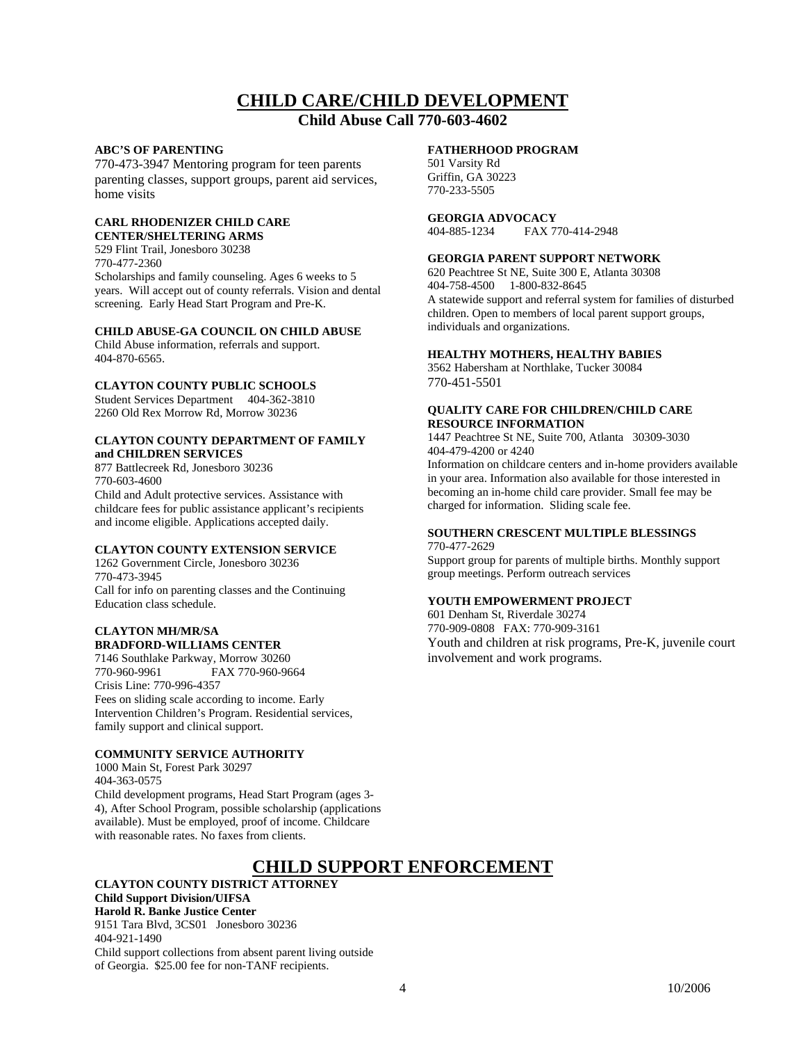# CHILD CARE/CHILD DEVELOPMENT

## Child Abuse Call 770-603-4602

**ABC'S OF PARENTING**

770-473-3947 Mentoring program for teen parents parenting classes, support groups, parent aid services, home visits

**CARL RHODENIZER CHILD CARE CENTER/SHELTERING ARMS**

529 Flint Trail, Jonesboro 30238
770-477-2360
Scholarships and family counseling. Ages 6 weeks to 5 years. Will accept out of county referrals. Vision and dental screening. Early Head Start Program and Pre-K.

**CHILD ABUSE-GA COUNCIL ON CHILD ABUSE**

Child Abuse information, referrals and support.
404-870-6565.

**CLAYTON COUNTY PUBLIC SCHOOLS**

Student Services Department 404-362-3810
2260 Old Rex Morrow Rd, Morrow 30236

**CLAYTON COUNTY DEPARTMENT OF FAMILY and CHILDREN SERVICES**

877 Battlecreek Rd, Jonesboro 30236
770-603-4600
Child and Adult protective services. Assistance with childcare fees for public assistance applicant's recipients and income eligible. Applications accepted daily.

**CLAYTON COUNTY EXTENSION SERVICE**

1262 Government Circle, Jonesboro 30236
770-473-3945
Call for info on parenting classes and the Continuing Education class schedule.

**CLAYTON MH/MR/SA BRADFORD-WILLIAMS CENTER**

7146 Southlake Parkway, Morrow 30260
770-960-9961 FAX 770-960-9664
Crisis Line: 770-996-4357
Fees on sliding scale according to income. Early Intervention Children's Program. Residential services, family support and clinical support.

**COMMUNITY SERVICE AUTHORITY**

1000 Main St, Forest Park 30297
404-363-0575
Child development programs, Head Start Program (ages 3-4), After School Program, possible scholarship (applications available). Must be employed, proof of income. Childcare with reasonable rates. No faxes from clients.

**FATHERHOOD PROGRAM**

501 Varsity Rd
Griffin, GA 30223
770-233-5505

**GEORGIA ADVOCACY**

404-885-1234 FAX 770-414-2948

**GEORGIA PARENT SUPPORT NETWORK**

620 Peachtree St NE, Suite 300 E, Atlanta 30308
404-758-4500 1-800-832-8645
A statewide support and referral system for families of disturbed children. Open to members of local parent support groups, individuals and organizations.

**HEALTHY MOTHERS, HEALTHY BABIES**

3562 Habersham at Northlake, Tucker 30084
770-451-5501

**QUALITY CARE FOR CHILDREN/CHILD CARE RESOURCE INFORMATION**

1447 Peachtree St NE, Suite 700, Atlanta 30309-3030
404-479-4200 or 4240
Information on childcare centers and in-home providers available in your area. Information also available for those interested in becoming an in-home child care provider. Small fee may be charged for information. Sliding scale fee.

**SOUTHERN CRESCENT MULTIPLE BLESSINGS**

770-477-2629
Support group for parents of multiple births. Monthly support group meetings. Perform outreach services

**YOUTH EMPOWERMENT PROJECT**

601 Denham St, Riverdale 30274
770-909-0808 FAX: 770-909-3161
Youth and children at risk programs, Pre-K, juvenile court involvement and work programs.

# CHILD SUPPORT ENFORCEMENT

**CLAYTON COUNTY DISTRICT ATTORNEY**
**Child Support Division/UIFSA**
**Harold R. Banke Justice Center**

9151 Tara Blvd, 3CS01 Jonesboro 30236
404-921-1490
Child support collections from absent parent living outside of Georgia. $25.00 fee for non-TANF recipients.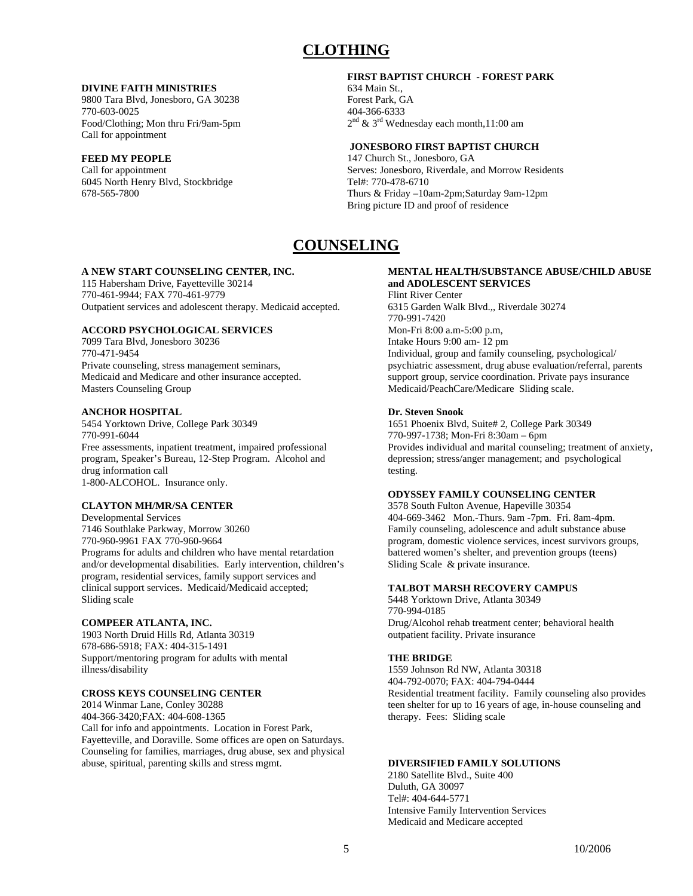# CLOTHING

**DIVINE FAITH MINISTRIES**
9800 Tara Blvd, Jonesboro, GA 30238
770-603-0025
Food/Clothing; Mon thru Fri/9am-5pm
Call for appointment

**FEED MY PEOPLE**
Call for appointment
6045 North Henry Blvd, Stockbridge
678-565-7800

**FIRST BAPTIST CHURCH - FOREST PARK**
634 Main St.,
Forest Park, GA
404-366-6333
2nd & 3rd Wednesday each month,11:00 am

**JONESBORO FIRST BAPTIST CHURCH**
147 Church St., Jonesboro, GA
Serves: Jonesboro, Riverdale, and Morrow Residents
Tel#: 770-478-6710
Thurs & Friday –10am-2pm;Saturday 9am-12pm
Bring picture ID and proof of residence

# COUNSELING

**A NEW START COUNSELING CENTER, INC.**
115 Habersham Drive, Fayetteville 30214
770-461-9944; FAX 770-461-9779
Outpatient services and adolescent therapy. Medicaid accepted.

**ACCORD PSYCHOLOGICAL SERVICES**
7099 Tara Blvd, Jonesboro 30236
770-471-9454
Private counseling, stress management seminars,
Medicaid and Medicare and other insurance accepted.
Masters Counseling Group

**ANCHOR HOSPITAL**
5454 Yorktown Drive, College Park 30349
770-991-6044
Free assessments, inpatient treatment, impaired professional program, Speaker's Bureau, 12-Step Program. Alcohol and drug information call
1-800-ALCOHOL. Insurance only.

**CLAYTON MH/MR/SA CENTER**
Developmental Services
7146 Southlake Parkway, Morrow 30260
770-960-9961 FAX 770-960-9664
Programs for adults and children who have mental retardation and/or developmental disabilities. Early intervention, children's program, residential services, family support services and clinical support services. Medicaid/Medicaid accepted; Sliding scale

**COMPEER ATLANTA, INC.**
1903 North Druid Hills Rd, Atlanta 30319
678-686-5918; FAX: 404-315-1491
Support/mentoring program for adults with mental illness/disability

**CROSS KEYS COUNSELING CENTER**
2014 Winmar Lane, Conley 30288
404-366-3420;FAX: 404-608-1365
Call for info and appointments. Location in Forest Park, Fayetteville, and Doraville. Some offices are open on Saturdays. Counseling for families, marriages, drug abuse, sex and physical abuse, spiritual, parenting skills and stress mgmt.

**MENTAL HEALTH/SUBSTANCE ABUSE/CHILD ABUSE and ADOLESCENT SERVICES**
Flint River Center
6315 Garden Walk Blvd.,, Riverdale 30274
770-991-7420
Mon-Fri 8:00 a.m-5:00 p.m,
Intake Hours 9:00 am- 12 pm
Individual, group and family counseling, psychological/ psychiatric assessment, drug abuse evaluation/referral, parents support group, service coordination. Private pays insurance Medicaid/PeachCare/Medicare Sliding scale.

**Dr. Steven Snook**
1651 Phoenix Blvd, Suite# 2, College Park 30349
770-997-1738; Mon-Fri 8:30am – 6pm
Provides individual and marital counseling; treatment of anxiety, depression; stress/anger management; and psychological testing.

**ODYSSEY FAMILY COUNSELING CENTER**
3578 South Fulton Avenue, Hapeville 30354
404-669-3462 Mon.-Thurs. 9am -7pm. Fri. 8am-4pm.
Family counseling, adolescence and adult substance abuse program, domestic violence services, incest survivors groups, battered women's shelter, and prevention groups (teens)
Sliding Scale & private insurance.

**TALBOT MARSH RECOVERY CAMPUS**
5448 Yorktown Drive, Atlanta 30349
770-994-0185
Drug/Alcohol rehab treatment center; behavioral health outpatient facility. Private insurance

**THE BRIDGE**
1559 Johnson Rd NW, Atlanta 30318
404-792-0070; FAX: 404-794-0444
Residential treatment facility. Family counseling also provides teen shelter for up to 16 years of age, in-house counseling and therapy. Fees: Sliding scale

**DIVERSIFIED FAMILY SOLUTIONS**
2180 Satellite Blvd., Suite 400
Duluth, GA 30097
Tel#: 404-644-5771
Intensive Family Intervention Services
Medicaid and Medicare accepted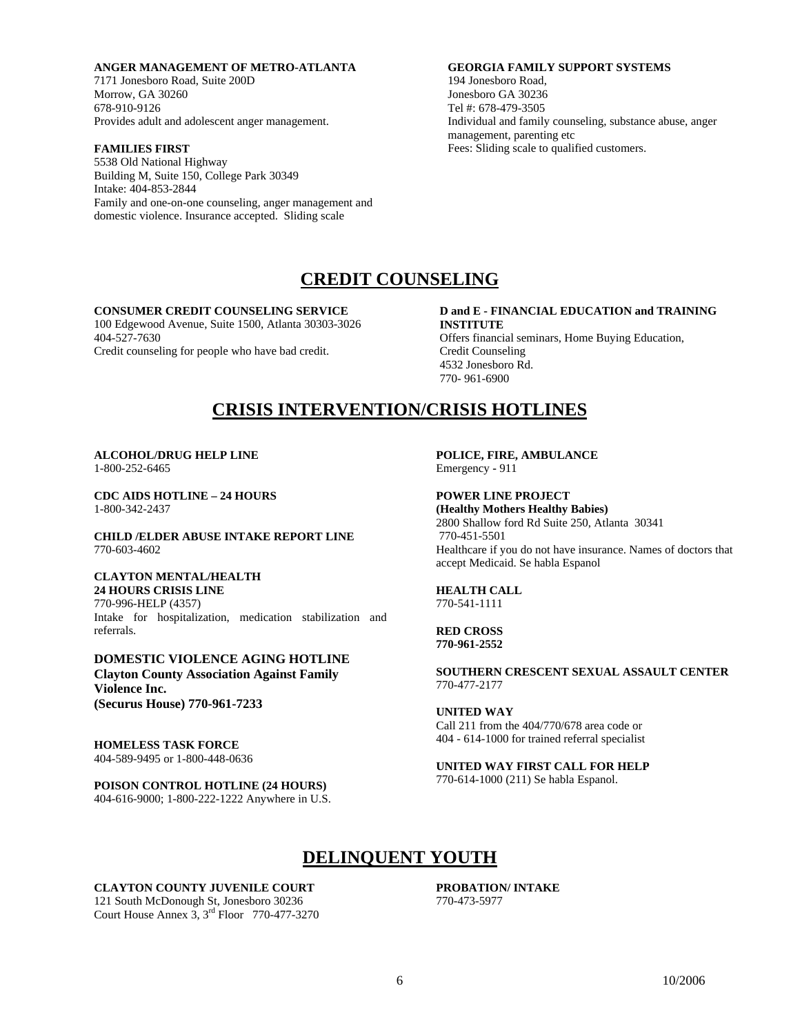**ANGER MANAGEMENT OF METRO-ATLANTA**
7171 Jonesboro Road, Suite 200D
Morrow, GA 30260
678-910-9126
Provides adult and adolescent anger management.

**FAMILIES FIRST**
5538 Old National Highway
Building M, Suite 150, College Park 30349
Intake: 404-853-2844
Family and one-on-one counseling, anger management and domestic violence. Insurance accepted. Sliding scale

**GEORGIA FAMILY SUPPORT SYSTEMS**
194 Jonesboro Road,
Jonesboro GA 30236
Tel #: 678-479-3505
Individual and family counseling, substance abuse, anger management, parenting etc
Fees: Sliding scale to qualified customers.

# CREDIT COUNSELING

**CONSUMER CREDIT COUNSELING SERVICE**
100 Edgewood Avenue, Suite 1500, Atlanta 30303-3026
404-527-7630
Credit counseling for people who have bad credit.

**D and E - FINANCIAL EDUCATION and TRAINING INSTITUTE**
Offers financial seminars, Home Buying Education, Credit Counseling
4532 Jonesboro Rd.
770- 961-6900

# CRISIS INTERVENTION/CRISIS HOTLINES

**ALCOHOL/DRUG HELP LINE**
1-800-252-6465

**CDC AIDS HOTLINE – 24 HOURS**
1-800-342-2437

**CHILD /ELDER ABUSE INTAKE REPORT LINE**
770-603-4602

**CLAYTON MENTAL/HEALTH**
**24 HOURS CRISIS LINE**
770-996-HELP (4357)
Intake for hospitalization, medication stabilization and referrals.

**DOMESTIC VIOLENCE AGING HOTLINE**
**Clayton County Association Against Family Violence Inc.**
**(Securus House) 770-961-7233**

**HOMELESS TASK FORCE**
404-589-9495 or 1-800-448-0636

**POISON CONTROL HOTLINE (24 HOURS)**
404-616-9000; 1-800-222-1222 Anywhere in U.S.

**POLICE, FIRE, AMBULANCE**
Emergency - 911

**POWER LINE PROJECT**
**(Healthy Mothers Healthy Babies)**
2800 Shallow ford Rd Suite 250, Atlanta 30341
770-451-5501
Healthcare if you do not have insurance. Names of doctors that accept Medicaid. Se habla Espanol

**HEALTH CALL**
770-541-1111

**RED CROSS**
**770-961-2552**

**SOUTHERN CRESCENT SEXUAL ASSAULT CENTER**
770-477-2177

**UNITED WAY**
Call 211 from the 404/770/678 area code or
404 - 614-1000 for trained referral specialist

**UNITED WAY FIRST CALL FOR HELP**
770-614-1000 (211) Se habla Espanol.

# DELINQUENT YOUTH

**CLAYTON COUNTY JUVENILE COURT**
121 South McDonough St, Jonesboro 30236
Court House Annex 3, 3rd Floor 770-477-3270

**PROBATION/ INTAKE**
770-473-5977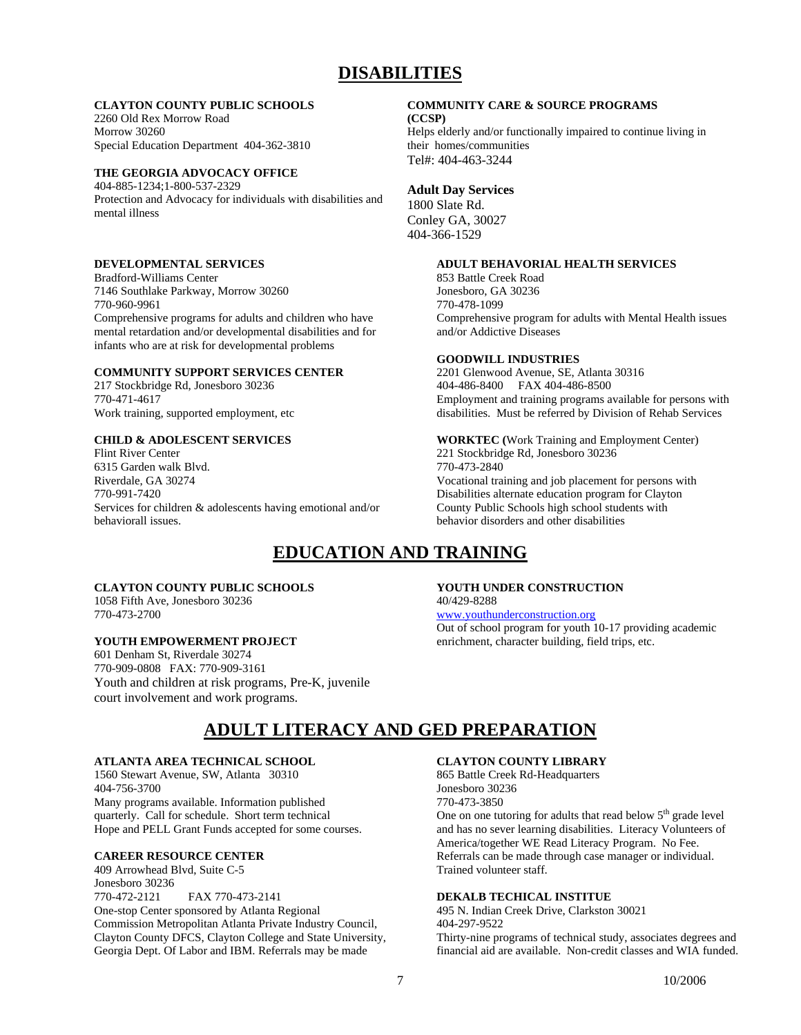# DISABILITIES

**CLAYTON COUNTY PUBLIC SCHOOLS**
2260 Old Rex Morrow Road
Morrow 30260
Special Education Department 404-362-3810

**THE GEORGIA ADVOCACY OFFICE**
404-885-1234;1-800-537-2329
Protection and Advocacy for individuals with disabilities and mental illness

**DEVELOPMENTAL SERVICES**
Bradford-Williams Center
7146 Southlake Parkway, Morrow 30260
770-960-9961
Comprehensive programs for adults and children who have mental retardation and/or developmental disabilities and for infants who are at risk for developmental problems

**COMMUNITY SUPPORT SERVICES CENTER**
217 Stockbridge Rd, Jonesboro 30236
770-471-4617
Work training, supported employment, etc

**CHILD & ADOLESCENT SERVICES**
Flint River Center
6315 Garden walk Blvd.
Riverdale, GA 30274
770-991-7420
Services for children & adolescents having emotional and/or behaviorall issues.

**COMMUNITY CARE & SOURCE PROGRAMS (CCSP)**
Helps elderly and/or functionally impaired to continue living in their homes/communities
Tel#: 404-463-3244

**Adult Day Services**
1800 Slate Rd.
Conley GA, 30027
404-366-1529

**ADULT BEHAVORIAL HEALTH SERVICES**
853 Battle Creek Road
Jonesboro, GA 30236
770-478-1099
Comprehensive program for adults with Mental Health issues and/or Addictive Diseases

**GOODWILL INDUSTRIES**
2201 Glenwood Avenue, SE, Atlanta 30316
404-486-8400 FAX 404-486-8500
Employment and training programs available for persons with disabilities. Must be referred by Division of Rehab Services

**WORKTEC (**Work Training and Employment Center)
221 Stockbridge Rd, Jonesboro 30236
770-473-2840
Vocational training and job placement for persons with Disabilities alternate education program for Clayton County Public Schools high school students with behavior disorders and other disabilities

# EDUCATION AND TRAINING

**CLAYTON COUNTY PUBLIC SCHOOLS**
1058 Fifth Ave, Jonesboro 30236
770-473-2700

**YOUTH EMPOWERMENT PROJECT**
601 Denham St, Riverdale 30274
770-909-0808 FAX: 770-909-3161
Youth and children at risk programs, Pre-K, juvenile court involvement and work programs.

**YOUTH UNDER CONSTRUCTION**
40/429-8288
www.youthunderconstruction.org
Out of school program for youth 10-17 providing academic enrichment, character building, field trips, etc.

# ADULT LITERACY AND GED PREPARATION

**ATLANTA AREA TECHNICAL SCHOOL**
1560 Stewart Avenue, SW, Atlanta 30310
404-756-3700
Many programs available. Information published quarterly. Call for schedule. Short term technical Hope and PELL Grant Funds accepted for some courses.

**CAREER RESOURCE CENTER**
409 Arrowhead Blvd, Suite C-5
Jonesboro 30236
770-472-2121 FAX 770-473-2141
One-stop Center sponsored by Atlanta Regional Commission Metropolitan Atlanta Private Industry Council, Clayton County DFCS, Clayton College and State University, Georgia Dept. Of Labor and IBM. Referrals may be made

**CLAYTON COUNTY LIBRARY**
865 Battle Creek Rd-Headquarters
Jonesboro 30236
770-473-3850
One on one tutoring for adults that read below 5th grade level and has no sever learning disabilities. Literacy Volunteers of America/together WE Read Literacy Program. No Fee. Referrals can be made through case manager or individual. Trained volunteer staff.

**DEKALB TECHICAL INSTITUE**
495 N. Indian Creek Drive, Clarkston 30021
404-297-9522
Thirty-nine programs of technical study, associates degrees and financial aid are available. Non-credit classes and WIA funded.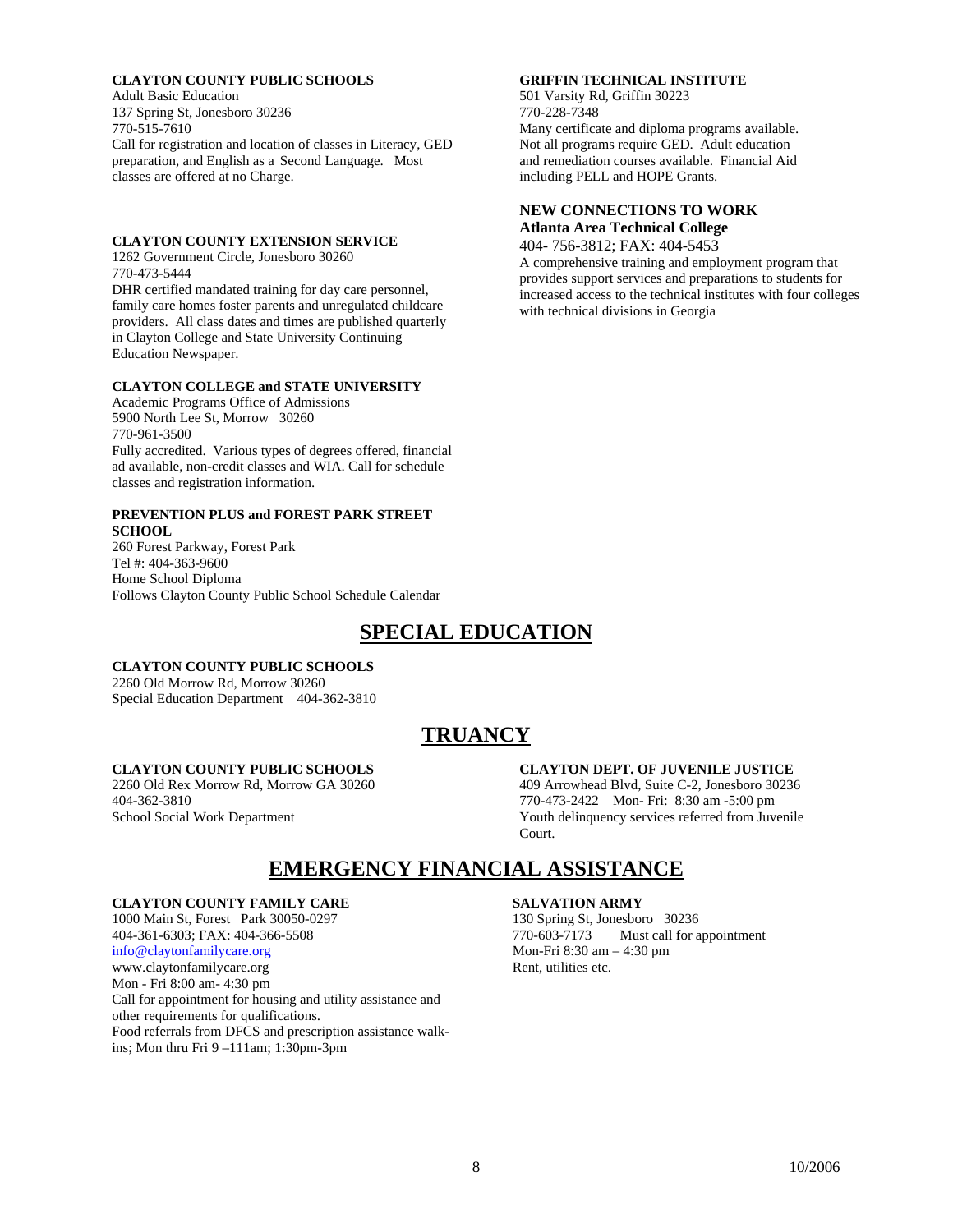**CLAYTON COUNTY PUBLIC SCHOOLS**
Adult Basic Education
137 Spring St, Jonesboro 30236
770-515-7610
Call for registration and location of classes in Literacy, GED preparation, and English as a Second Language. Most classes are offered at no Charge.

**CLAYTON COUNTY EXTENSION SERVICE**
1262 Government Circle, Jonesboro 30260
770-473-5444
DHR certified mandated training for day care personnel, family care homes foster parents and unregulated childcare providers. All class dates and times are published quarterly in Clayton College and State University Continuing Education Newspaper.

**CLAYTON COLLEGE and STATE UNIVERSITY**
Academic Programs Office of Admissions
5900 North Lee St, Morrow 30260
770-961-3500
Fully accredited. Various types of degrees offered, financial ad available, non-credit classes and WIA. Call for schedule classes and registration information.

**PREVENTION PLUS and FOREST PARK STREET SCHOOL**
260 Forest Parkway, Forest Park
Tel #: 404-363-9600
Home School Diploma
Follows Clayton County Public School Schedule Calendar

**GRIFFIN TECHNICAL INSTITUTE**
501 Varsity Rd, Griffin 30223
770-228-7348
Many certificate and diploma programs available. Not all programs require GED. Adult education and remediation courses available. Financial Aid including PELL and HOPE Grants.

**NEW CONNECTIONS TO WORK**
**Atlanta Area Technical College**
404- 756-3812; FAX: 404-5453
A comprehensive training and employment program that provides support services and preparations to students for increased access to the technical institutes with four colleges with technical divisions in Georgia

## SPECIAL EDUCATION

**CLAYTON COUNTY PUBLIC SCHOOLS**
2260 Old Morrow Rd, Morrow 30260
Special Education Department 404-362-3810

## TRUANCY

**CLAYTON COUNTY PUBLIC SCHOOLS**
2260 Old Rex Morrow Rd, Morrow GA 30260
404-362-3810
School Social Work Department

**CLAYTON DEPT. OF JUVENILE JUSTICE**
409 Arrowhead Blvd, Suite C-2, Jonesboro 30236
770-473-2422 Mon- Fri: 8:30 am -5:00 pm
Youth delinquency services referred from Juvenile Court.

## EMERGENCY FINANCIAL ASSISTANCE

**CLAYTON COUNTY FAMILY CARE**
1000 Main St, Forest Park 30050-0297
404-361-6303; FAX: 404-366-5508
info@claytonfamilycare.org
www.claytonfamilycare.org
Mon - Fri 8:00 am- 4:30 pm
Call for appointment for housing and utility assistance and other requirements for qualifications.
Food referrals from DFCS and prescription assistance walk-ins; Mon thru Fri 9 –111am; 1:30pm-3pm

**SALVATION ARMY**
130 Spring St, Jonesboro 30236
770-603-7173 Must call for appointment
Mon-Fri 8:30 am – 4:30 pm
Rent, utilities etc.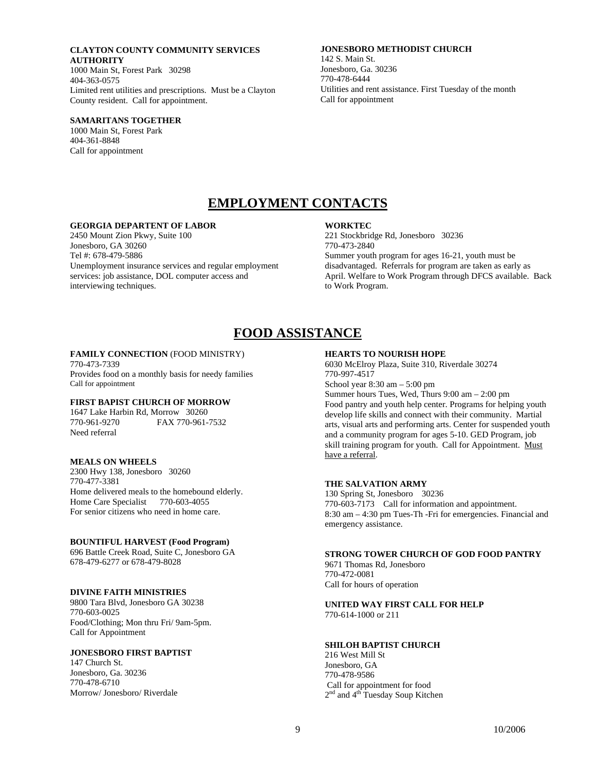**CLAYTON COUNTY COMMUNITY SERVICES AUTHORITY**
1000 Main St, Forest Park 30298
404-363-0575
Limited rent utilities and prescriptions. Must be a Clayton County resident. Call for appointment.

**SAMARITANS TOGETHER**
1000 Main St, Forest Park
404-361-8848
Call for appointment

**JONESBORO METHODIST CHURCH**
142 S. Main St.
Jonesboro, Ga. 30236
770-478-6444
Utilities and rent assistance. First Tuesday of the month
Call for appointment

# EMPLOYMENT CONTACTS

**GEORGIA DEPARTENT OF LABOR**
2450 Mount Zion Pkwy, Suite 100
Jonesboro, GA 30260
Tel #: 678-479-5886
Unemployment insurance services and regular employment services: job assistance, DOL computer access and interviewing techniques.

**WORKTEC**
221 Stockbridge Rd, Jonesboro 30236
770-473-2840
Summer youth program for ages 16-21, youth must be disadvantaged. Referrals for program are taken as early as April. Welfare to Work Program through DFCS available. Back to Work Program.

# FOOD ASSISTANCE

**FAMILY CONNECTION** (FOOD MINISTRY)
770-473-7339
Provides food on a monthly basis for needy families
Call for appointment

**FIRST BAPIST CHURCH OF MORROW**
1647 Lake Harbin Rd, Morrow 30260
770-961-9270 FAX 770-961-7532
Need referral

**MEALS ON WHEELS**
2300 Hwy 138, Jonesboro 30260
770-477-3381
Home delivered meals to the homebound elderly.
Home Care Specialist 770-603-4055
For senior citizens who need in home care.

**BOUNTIFUL HARVEST (Food Program)**
696 Battle Creek Road, Suite C, Jonesboro GA
678-479-6277 or 678-479-8028

**DIVINE FAITH MINISTRIES**
9800 Tara Blvd, Jonesboro GA 30238
770-603-0025
Food/Clothing; Mon thru Fri/ 9am-5pm.
Call for Appointment

**JONESBORO FIRST BAPTIST**
147 Church St.
Jonesboro, Ga. 30236
770-478-6710
Morrow/ Jonesboro/ Riverdale

**HEARTS TO NOURISH HOPE**
6030 McElroy Plaza, Suite 310, Riverdale 30274
770-997-4517
School year 8:30 am – 5:00 pm
Summer hours Tues, Wed, Thurs 9:00 am – 2:00 pm
Food pantry and youth help center. Programs for helping youth develop life skills and connect with their community. Martial arts, visual arts and performing arts. Center for suspended youth and a community program for ages 5-10. GED Program, job skill training program for youth. Call for Appointment. Must have a referral.

**THE SALVATION ARMY**
130 Spring St, Jonesboro 30236
770-603-7173 Call for information and appointment.
8:30 am – 4:30 pm Tues-Th -Fri for emergencies. Financial and emergency assistance.

**STRONG TOWER CHURCH OF GOD FOOD PANTRY**
9671 Thomas Rd, Jonesboro
770-472-0081
Call for hours of operation

**UNITED WAY FIRST CALL FOR HELP**
770-614-1000 or 211

**SHILOH BAPTIST CHURCH**
216 West Mill St
Jonesboro, GA
770-478-9586
Call for appointment for food
2nd and 4th Tuesday Soup Kitchen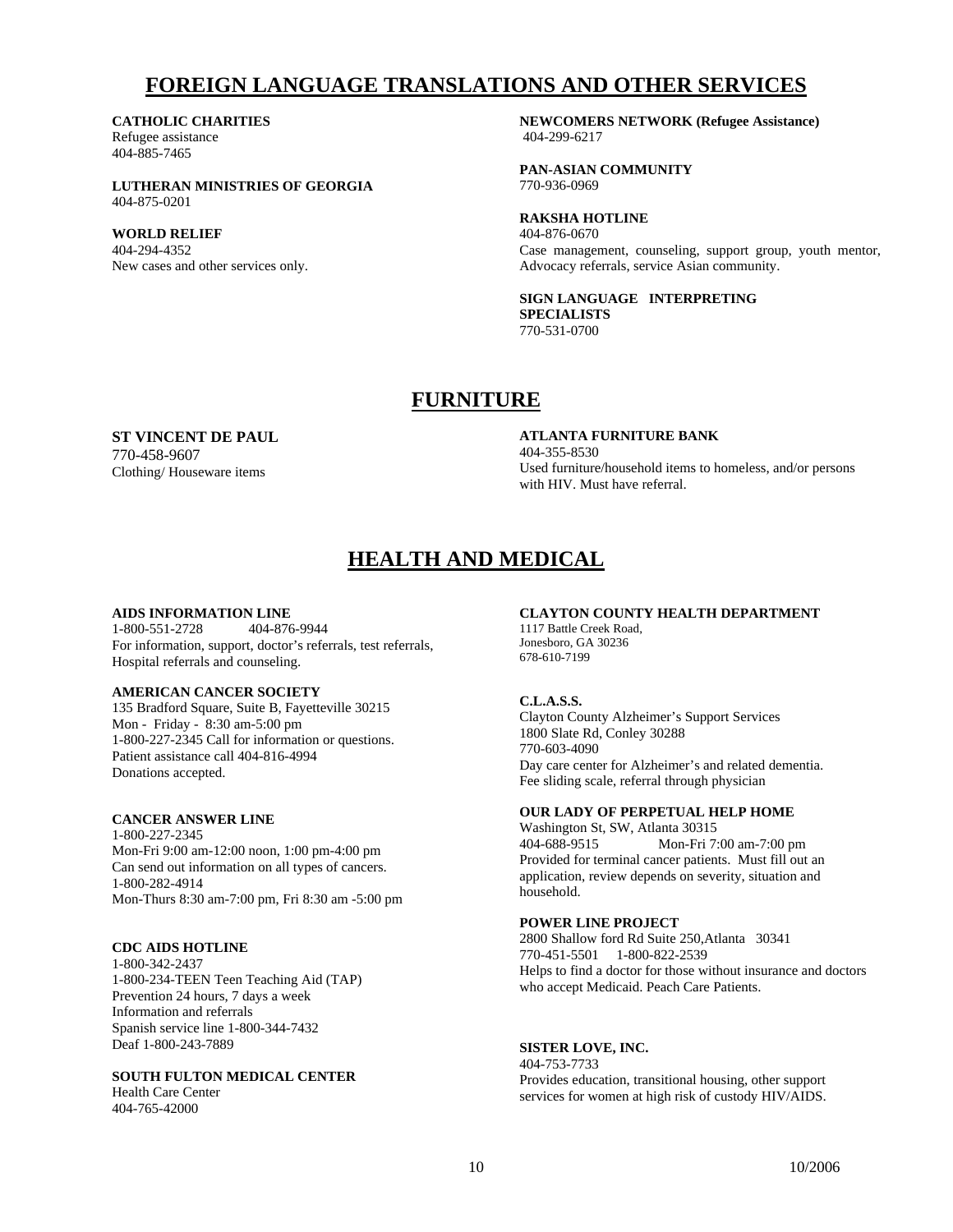# FOREIGN LANGUAGE TRANSLATIONS AND OTHER SERVICES

**CATHOLIC CHARITIES**
Refugee assistance
404-885-7465

**LUTHERAN MINISTRIES OF GEORGIA**
404-875-0201

**WORLD RELIEF**
404-294-4352
New cases and other services only.

**NEWCOMERS NETWORK (Refugee Assistance)**
404-299-6217

**PAN-ASIAN COMMUNITY**
770-936-0969

**RAKSHA HOTLINE**
404-876-0670
Case management, counseling, support group, youth mentor, Advocacy referrals, service Asian community.

**SIGN LANGUAGE INTERPRETING SPECIALISTS**
770-531-0700

# FURNITURE

**ST VINCENT DE PAUL**
770-458-9607
Clothing/ Houseware items

**ATLANTA FURNITURE BANK**
404-355-8530
Used furniture/household items to homeless, and/or persons with HIV. Must have referral.

# HEALTH AND MEDICAL

**AIDS INFORMATION LINE**
1-800-551-2728 404-876-9944
For information, support, doctor's referrals, test referrals, Hospital referrals and counseling.

**AMERICAN CANCER SOCIETY**
135 Bradford Square, Suite B, Fayetteville 30215
Mon - Friday - 8:30 am-5:00 pm
1-800-227-2345 Call for information or questions.
Patient assistance call 404-816-4994
Donations accepted.

**CANCER ANSWER LINE**
1-800-227-2345
Mon-Fri 9:00 am-12:00 noon, 1:00 pm-4:00 pm
Can send out information on all types of cancers.
1-800-282-4914
Mon-Thurs 8:30 am-7:00 pm, Fri 8:30 am -5:00 pm

**CDC AIDS HOTLINE**
1-800-342-2437
1-800-234-TEEN Teen Teaching Aid (TAP)
Prevention 24 hours, 7 days a week
Information and referrals
Spanish service line 1-800-344-7432
Deaf 1-800-243-7889

**SOUTH FULTON MEDICAL CENTER**
Health Care Center
404-765-42000

**CLAYTON COUNTY HEALTH DEPARTMENT**
1117 Battle Creek Road,
Jonesboro, GA 30236
678-610-7199

**C.L.A.S.S.**
Clayton County Alzheimer's Support Services
1800 Slate Rd, Conley 30288
770-603-4090
Day care center for Alzheimer's and related dementia.
Fee sliding scale, referral through physician

**OUR LADY OF PERPETUAL HELP HOME**
Washington St, SW, Atlanta 30315
404-688-9515 Mon-Fri 7:00 am-7:00 pm
Provided for terminal cancer patients. Must fill out an application, review depends on severity, situation and household.

**POWER LINE PROJECT**
2800 Shallow ford Rd Suite 250,Atlanta 30341
770-451-5501 1-800-822-2539
Helps to find a doctor for those without insurance and doctors who accept Medicaid. Peach Care Patients.

**SISTER LOVE, INC.**
404-753-7733
Provides education, transitional housing, other support services for women at high risk of custody HIV/AIDS.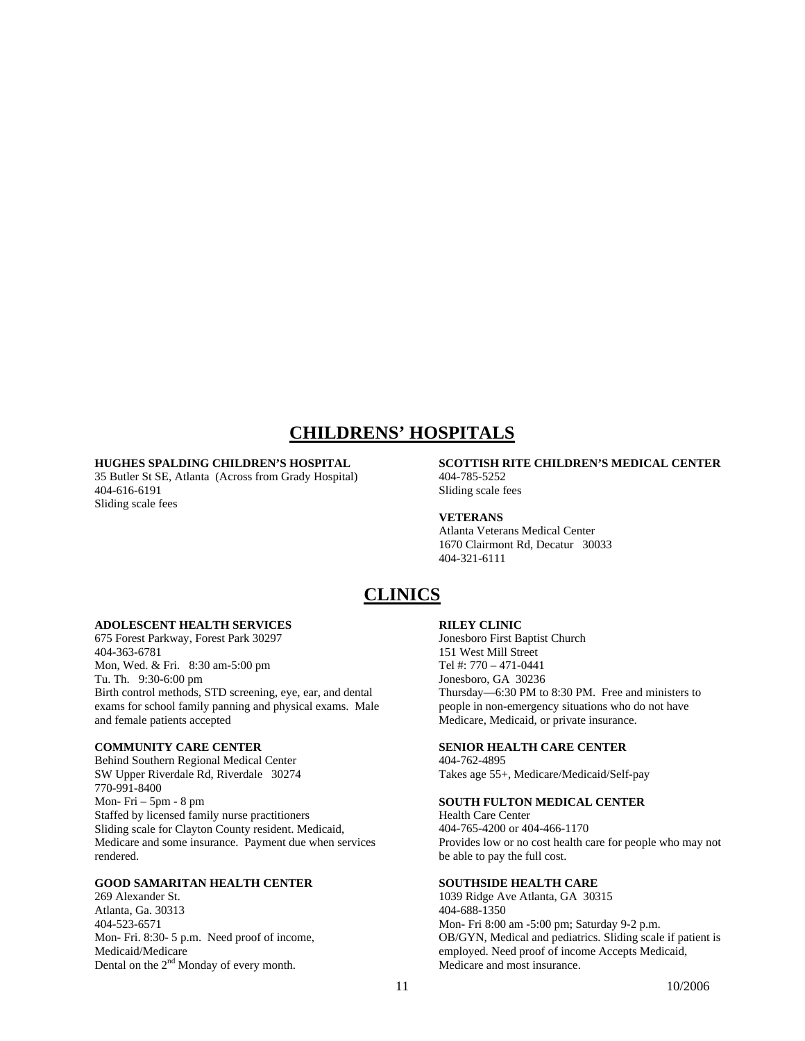## CHILDRENS' HOSPITALS

**HUGHES SPALDING CHILDREN'S HOSPITAL**
35 Butler St SE, Atlanta (Across from Grady Hospital)
404-616-6191
Sliding scale fees

**SCOTTISH RITE CHILDREN'S MEDICAL CENTER**
404-785-5252
Sliding scale fees

**VETERANS**
Atlanta Veterans Medical Center
1670 Clairmont Rd, Decatur 30033
404-321-6111

## CLINICS

**ADOLESCENT HEALTH SERVICES**
675 Forest Parkway, Forest Park 30297
404-363-6781
Mon, Wed. & Fri. 8:30 am-5:00 pm
Tu. Th. 9:30-6:00 pm
Birth control methods, STD screening, eye, ear, and dental exams for school family panning and physical exams. Male and female patients accepted

**COMMUNITY CARE CENTER**
Behind Southern Regional Medical Center
SW Upper Riverdale Rd, Riverdale 30274
770-991-8400
Mon- Fri – 5pm - 8 pm
Staffed by licensed family nurse practitioners
Sliding scale for Clayton County resident. Medicaid, Medicare and some insurance. Payment due when services rendered.

**GOOD SAMARITAN HEALTH CENTER**
269 Alexander St.
Atlanta, Ga. 30313
404-523-6571
Mon- Fri. 8:30- 5 p.m. Need proof of income, Medicaid/Medicare
Dental on the 2nd Monday of every month.

**RILEY CLINIC**
Jonesboro First Baptist Church
151 West Mill Street
Tel #: 770 – 471-0441
Jonesboro, GA 30236
Thursday—6:30 PM to 8:30 PM. Free and ministers to people in non-emergency situations who do not have Medicare, Medicaid, or private insurance.

**SENIOR HEALTH CARE CENTER**
404-762-4895
Takes age 55+, Medicare/Medicaid/Self-pay

**SOUTH FULTON MEDICAL CENTER**
Health Care Center
404-765-4200 or 404-466-1170
Provides low or no cost health care for people who may not be able to pay the full cost.

**SOUTHSIDE HEALTH CARE**
1039 Ridge Ave Atlanta, GA 30315
404-688-1350
Mon- Fri 8:00 am -5:00 pm; Saturday 9-2 p.m.
OB/GYN, Medical and pediatrics. Sliding scale if patient is employed. Need proof of income Accepts Medicaid, Medicare and most insurance.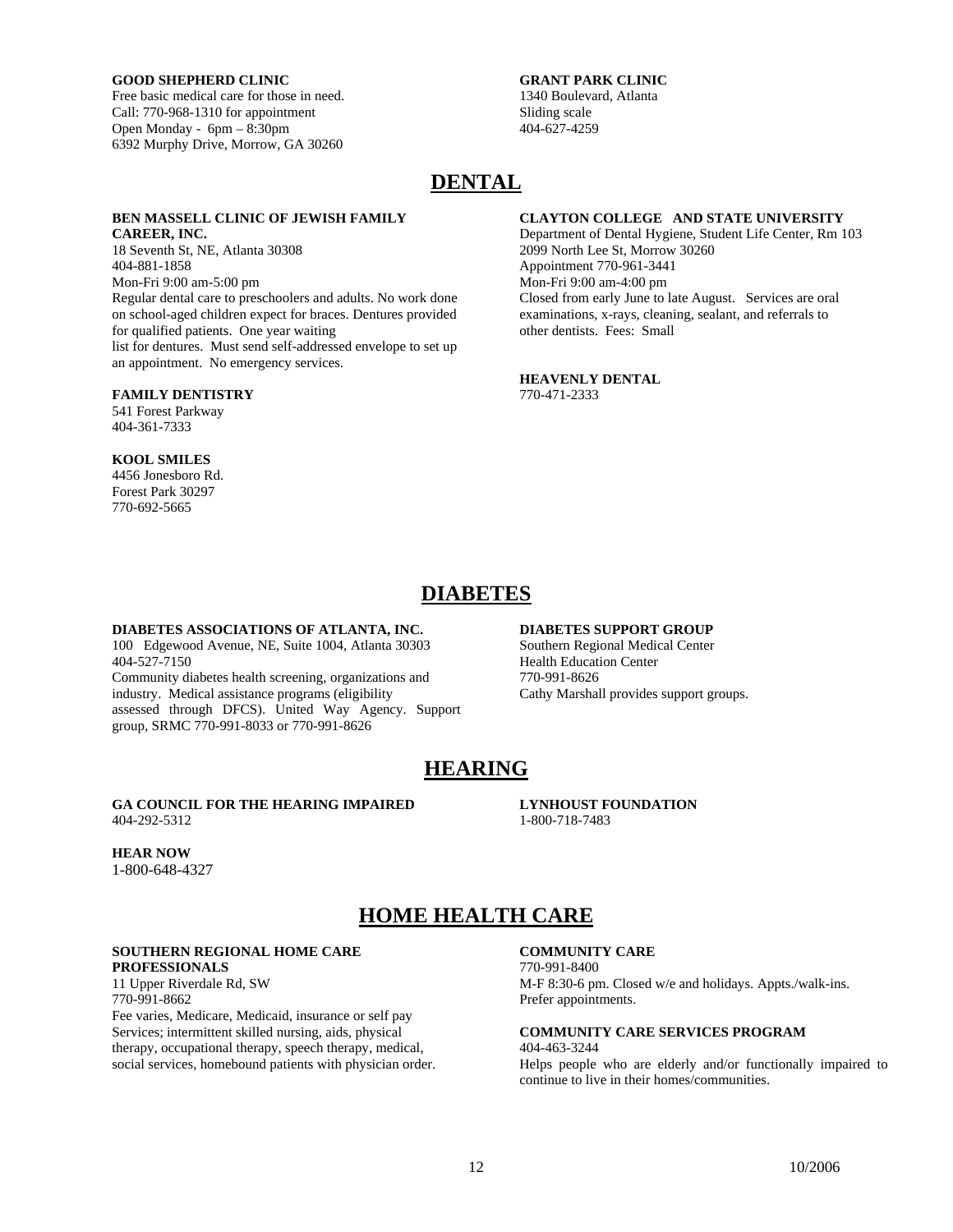**GOOD SHEPHERD CLINIC**
Free basic medical care for those in need.
Call: 770-968-1310 for appointment
Open Monday - 6pm – 8:30pm
6392 Murphy Drive, Morrow, GA 30260

**GRANT PARK CLINIC**
1340 Boulevard, Atlanta
Sliding scale
404-627-4259

# DENTAL

**BEN MASSELL CLINIC OF JEWISH FAMILY CAREER, INC.**
18 Seventh St, NE, Atlanta 30308
404-881-1858
Mon-Fri 9:00 am-5:00 pm
Regular dental care to preschoolers and adults. No work done on school-aged children expect for braces. Dentures provided for qualified patients. One year waiting list for dentures. Must send self-addressed envelope to set up an appointment. No emergency services.

**FAMILY DENTISTRY**
541 Forest Parkway
404-361-7333

**KOOL SMILES**
4456 Jonesboro Rd.
Forest Park 30297
770-692-5665

**CLAYTON COLLEGE AND STATE UNIVERSITY**
Department of Dental Hygiene, Student Life Center, Rm 103
2099 North Lee St, Morrow 30260
Appointment 770-961-3441
Mon-Fri 9:00 am-4:00 pm
Closed from early June to late August. Services are oral examinations, x-rays, cleaning, sealant, and referrals to other dentists. Fees: Small

**HEAVENLY DENTAL**
770-471-2333

# DIABETES

**DIABETES ASSOCIATIONS OF ATLANTA, INC.**
100 Edgewood Avenue, NE, Suite 1004, Atlanta 30303
404-527-7150
Community diabetes health screening, organizations and industry. Medical assistance programs (eligibility assessed through DFCS). United Way Agency. Support group, SRMC 770-991-8033 or 770-991-8626

**DIABETES SUPPORT GROUP**
Southern Regional Medical Center
Health Education Center
770-991-8626
Cathy Marshall provides support groups.

# HEARING

**GA COUNCIL FOR THE HEARING IMPAIRED**
404-292-5312

**HEAR NOW**
1-800-648-4327

**LYNHOUST FOUNDATION**
1-800-718-7483

# HOME HEALTH CARE

**SOUTHERN REGIONAL HOME CARE PROFESSIONALS**
11 Upper Riverdale Rd, SW
770-991-8662
Fee varies, Medicare, Medicaid, insurance or self pay
Services; intermittent skilled nursing, aids, physical therapy, occupational therapy, speech therapy, medical, social services, homebound patients with physician order.

**COMMUNITY CARE**
770-991-8400
M-F 8:30-6 pm. Closed w/e and holidays. Appts./walk-ins. Prefer appointments.

**COMMUNITY CARE SERVICES PROGRAM**
404-463-3244
Helps people who are elderly and/or functionally impaired to continue to live in their homes/communities.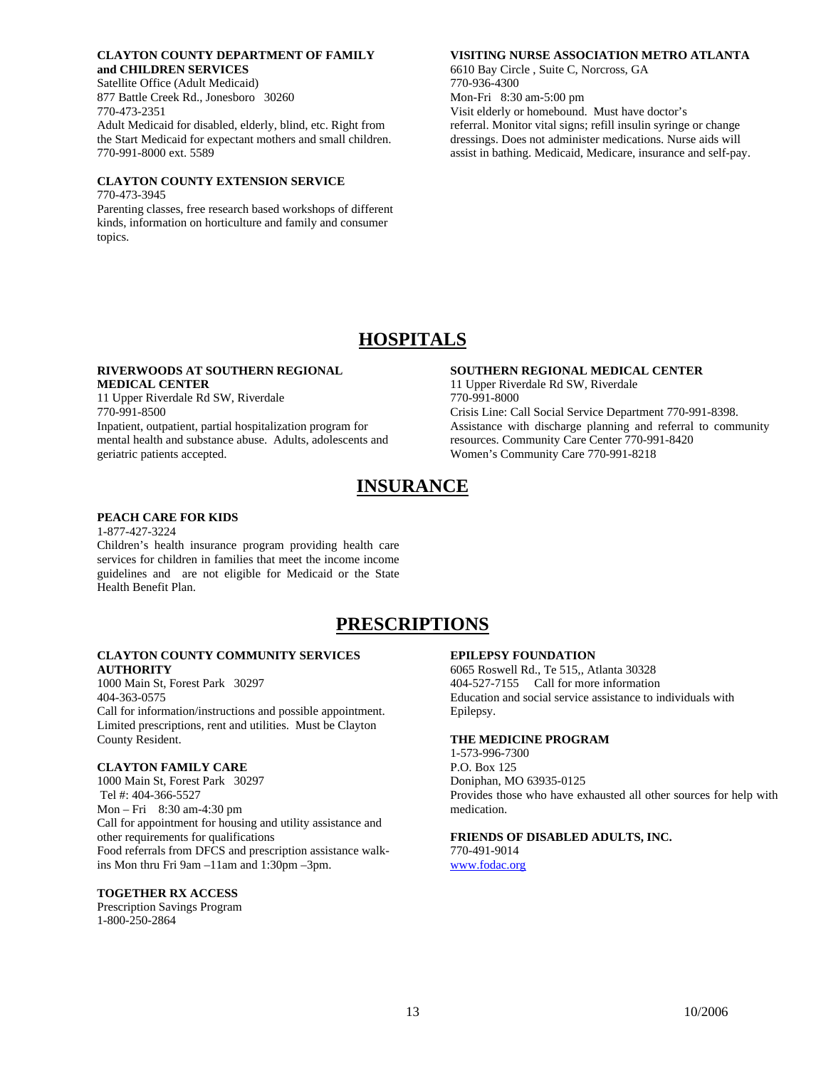**CLAYTON COUNTY DEPARTMENT OF FAMILY and CHILDREN SERVICES**
Satellite Office (Adult Medicaid)
877 Battle Creek Rd., Jonesboro 30260
770-473-2351
Adult Medicaid for disabled, elderly, blind, etc. Right from the Start Medicaid for expectant mothers and small children.
770-991-8000 ext. 5589

**CLAYTON COUNTY EXTENSION SERVICE**
770-473-3945
Parenting classes, free research based workshops of different kinds, information on horticulture and family and consumer topics.

**VISITING NURSE ASSOCIATION METRO ATLANTA**
6610 Bay Circle , Suite C, Norcross, GA
770-936-4300
Mon-Fri 8:30 am-5:00 pm
Visit elderly or homebound. Must have doctor's referral. Monitor vital signs; refill insulin syringe or change dressings. Does not administer medications. Nurse aids will assist in bathing. Medicaid, Medicare, insurance and self-pay.

# HOSPITALS

**RIVERWOODS AT SOUTHERN REGIONAL MEDICAL CENTER**
11 Upper Riverdale Rd SW, Riverdale
770-991-8500
Inpatient, outpatient, partial hospitalization program for mental health and substance abuse. Adults, adolescents and geriatric patients accepted.

**SOUTHERN REGIONAL MEDICAL CENTER**
11 Upper Riverdale Rd SW, Riverdale
770-991-8000
Crisis Line: Call Social Service Department 770-991-8398.
Assistance with discharge planning and referral to community resources. Community Care Center 770-991-8420
Women's Community Care 770-991-8218

# INSURANCE

**PEACH CARE FOR KIDS**
1-877-427-3224
Children's health insurance program providing health care services for children in families that meet the income income guidelines and are not eligible for Medicaid or the State Health Benefit Plan.

# PRESCRIPTIONS

**CLAYTON COUNTY COMMUNITY SERVICES AUTHORITY**
1000 Main St, Forest Park 30297
404-363-0575
Call for information/instructions and possible appointment. Limited prescriptions, rent and utilities. Must be Clayton County Resident.

**CLAYTON FAMILY CARE**
1000 Main St, Forest Park 30297
Tel #: 404-366-5527
Mon – Fri 8:30 am-4:30 pm
Call for appointment for housing and utility assistance and other requirements for qualifications
Food referrals from DFCS and prescription assistance walk-ins Mon thru Fri 9am –11am and 1:30pm –3pm.

**TOGETHER RX ACCESS**
Prescription Savings Program
1-800-250-2864

**EPILEPSY FOUNDATION**
6065 Roswell Rd., Te 515,, Atlanta 30328
404-527-7155 Call for more information
Education and social service assistance to individuals with Epilepsy.

**THE MEDICINE PROGRAM**
1-573-996-7300
P.O. Box 125
Doniphan, MO 63935-0125
Provides those who have exhausted all other sources for help with medication.

**FRIENDS OF DISABLED ADULTS, INC.**
770-491-9014
www.fodac.org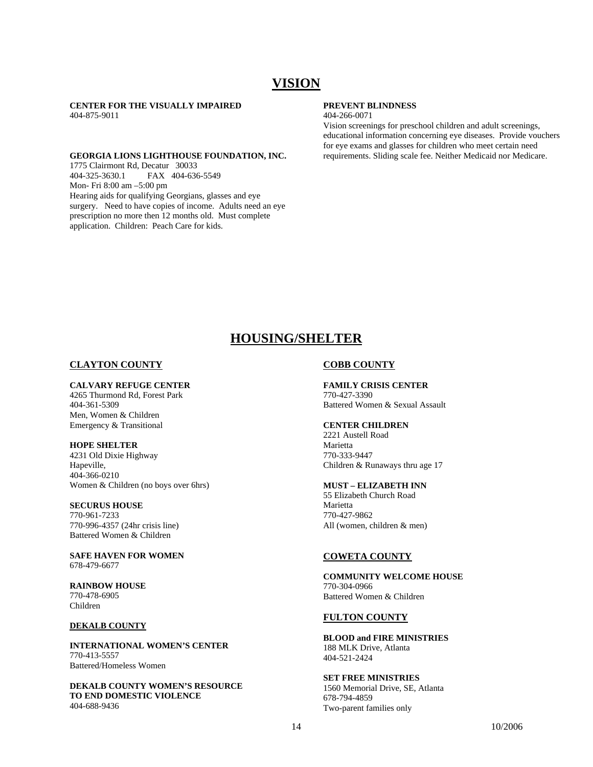# VISION

**CENTER FOR THE VISUALLY IMPAIRED**
404-875-9011

**GEORGIA LIONS LIGHTHOUSE FOUNDATION, INC.**
1775 Clairmont Rd, Decatur 30033
404-325-3630.1 FAX 404-636-5549
Mon- Fri 8:00 am –5:00 pm
Hearing aids for qualifying Georgians, glasses and eye surgery. Need to have copies of income. Adults need an eye prescription no more then 12 months old. Must complete application. Children: Peach Care for kids.

**PREVENT BLINDNESS**
404-266-0071
Vision screenings for preschool children and adult screenings, educational information concerning eye diseases. Provide vouchers for eye exams and glasses for children who meet certain need requirements. Sliding scale fee. Neither Medicaid nor Medicare.

# HOUSING/SHELTER

## CLAYTON COUNTY

**CALVARY REFUGE CENTER**
4265 Thurmond Rd, Forest Park
404-361-5309
Men, Women & Children
Emergency & Transitional

**HOPE SHELTER**
4231 Old Dixie Highway
Hapeville,
404-366-0210
Women & Children (no boys over 6hrs)

**SECURUS HOUSE**
770-961-7233
770-996-4357 (24hr crisis line)
Battered Women & Children

**SAFE HAVEN FOR WOMEN**
678-479-6677

**RAINBOW HOUSE**
770-478-6905
Children

## DEKALB COUNTY

**INTERNATIONAL WOMEN'S CENTER**
770-413-5557
Battered/Homeless Women

**DEKALB COUNTY WOMEN'S RESOURCE TO END DOMESTIC VIOLENCE**
404-688-9436

## COBB COUNTY

**FAMILY CRISIS CENTER**
770-427-3390
Battered Women & Sexual Assault

**CENTER CHILDREN**
2221 Austell Road
Marietta
770-333-9447
Children & Runaways thru age 17

**MUST – ELIZABETH INN**
55 Elizabeth Church Road
Marietta
770-427-9862
All (women, children & men)

## COWETA COUNTY

**COMMUNITY WELCOME HOUSE**
770-304-0966
Battered Women & Children

## FULTON COUNTY

**BLOOD and FIRE MINISTRIES**
188 MLK Drive, Atlanta
404-521-2424

**SET FREE MINISTRIES**
1560 Memorial Drive, SE, Atlanta
678-794-4859
Two-parent families only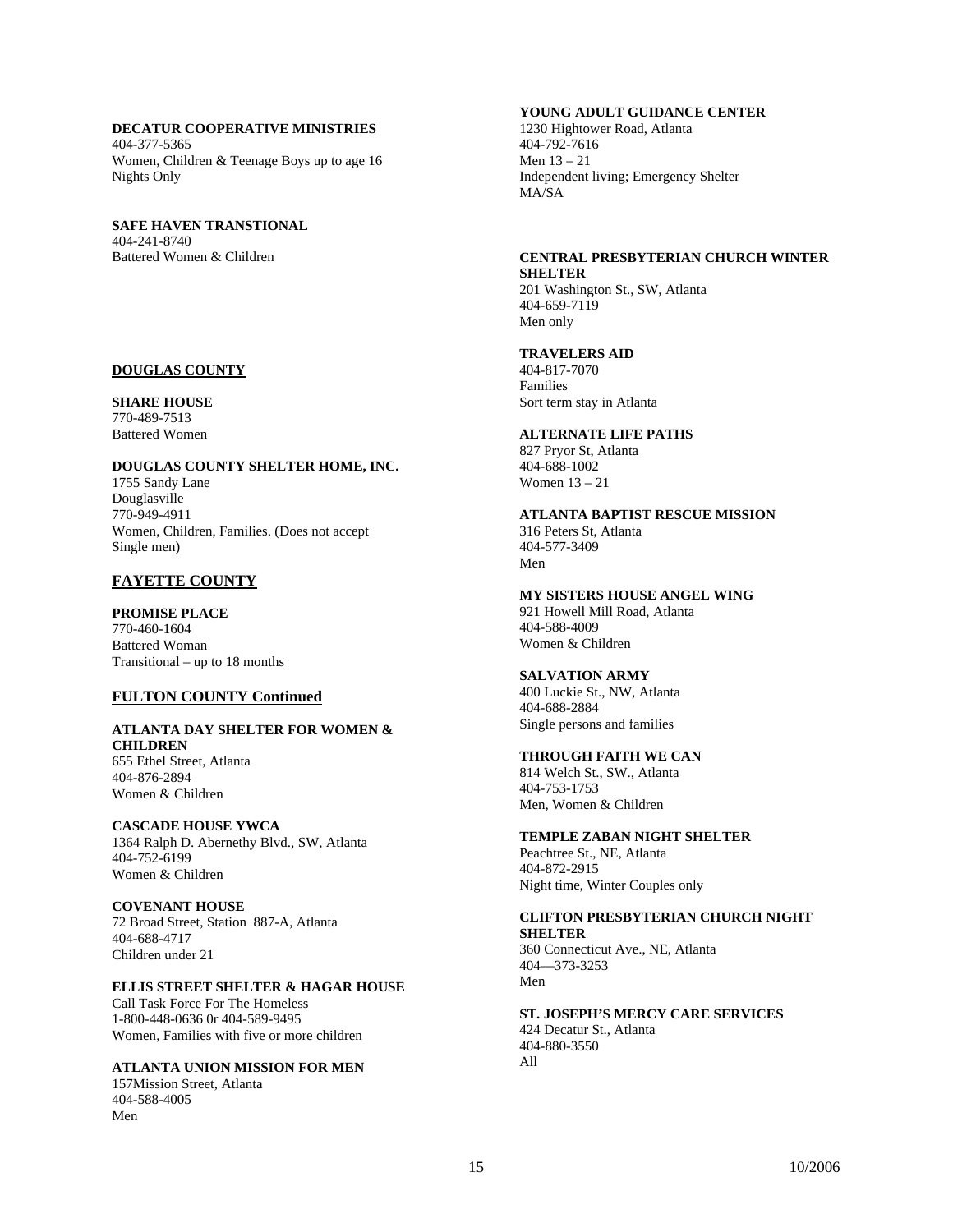**DECATUR COOPERATIVE MINISTRIES**
404-377-5365
Women, Children & Teenage Boys up to age 16
Nights Only

**SAFE HAVEN TRANSTIONAL**
404-241-8740
Battered Women & Children

## DOUGLAS COUNTY

**SHARE HOUSE**
770-489-7513
Battered Women

**DOUGLAS COUNTY SHELTER HOME, INC.**
1755 Sandy Lane
Douglasville
770-949-4911
Women, Children, Families. (Does not accept Single men)

## FAYETTE COUNTY

**PROMISE PLACE**
770-460-1604
Battered Woman
Transitional – up to 18 months

## FULTON COUNTY Continued

**ATLANTA DAY SHELTER FOR WOMEN & CHILDREN**
655 Ethel Street, Atlanta
404-876-2894
Women & Children

**CASCADE HOUSE YWCA**
1364 Ralph D. Abernethy Blvd., SW, Atlanta
404-752-6199
Women & Children

**COVENANT HOUSE**
72 Broad Street, Station 887-A, Atlanta
404-688-4717
Children under 21

**ELLIS STREET SHELTER & HAGAR HOUSE**
Call Task Force For The Homeless
1-800-448-0636 0r 404-589-9495
Women, Families with five or more children

**ATLANTA UNION MISSION FOR MEN**
157Mission Street, Atlanta
404-588-4005
Men

**YOUNG ADULT GUIDANCE CENTER**
1230 Hightower Road, Atlanta
404-792-7616
Men 13 – 21
Independent living; Emergency Shelter
MA/SA

**CENTRAL PRESBYTERIAN CHURCH WINTER SHELTER**
201 Washington St., SW, Atlanta
404-659-7119
Men only

**TRAVELERS AID**
404-817-7070
Families
Sort term stay in Atlanta

**ALTERNATE LIFE PATHS**
827 Pryor St, Atlanta
404-688-1002
Women 13 – 21

**ATLANTA BAPTIST RESCUE MISSION**
316 Peters St, Atlanta
404-577-3409
Men

**MY SISTERS HOUSE ANGEL WING**
921 Howell Mill Road, Atlanta
404-588-4009
Women & Children

**SALVATION ARMY**
400 Luckie St., NW, Atlanta
404-688-2884
Single persons and families

**THROUGH FAITH WE CAN**
814 Welch St., SW., Atlanta
404-753-1753
Men, Women & Children

**TEMPLE ZABAN NIGHT SHELTER**
Peachtree St., NE, Atlanta
404-872-2915
Night time, Winter Couples only

**CLIFTON PRESBYTERIAN CHURCH NIGHT SHELTER**
360 Connecticut Ave., NE, Atlanta
404—373-3253
Men

**ST. JOSEPH'S MERCY CARE SERVICES**
424 Decatur St., Atlanta
404-880-3550
All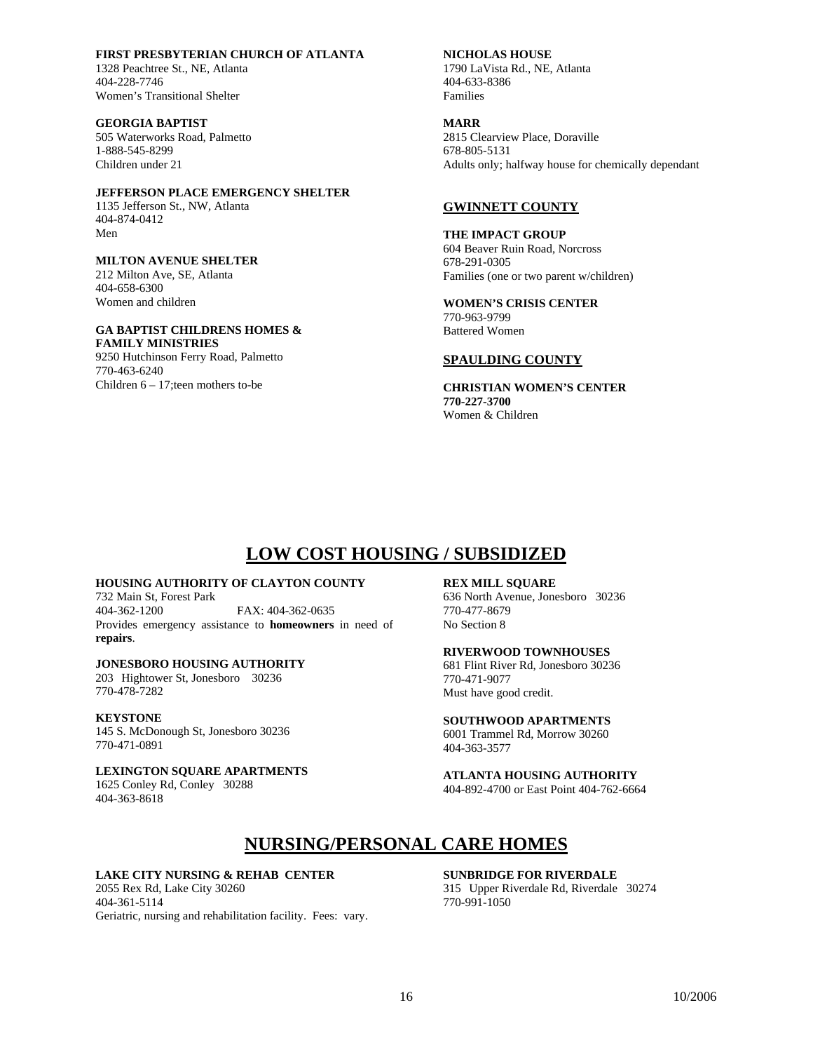**FIRST PRESBYTERIAN CHURCH OF ATLANTA**
1328 Peachtree St., NE, Atlanta
404-228-7746
Women's Transitional Shelter

**GEORGIA BAPTIST**
505 Waterworks Road, Palmetto
1-888-545-8299
Children under 21

**JEFFERSON PLACE EMERGENCY SHELTER**
1135 Jefferson St., NW, Atlanta
404-874-0412
Men

**MILTON AVENUE SHELTER**
212 Milton Ave, SE, Atlanta
404-658-6300
Women and children

**GA BAPTIST CHILDRENS HOMES & FAMILY MINISTRIES**
9250 Hutchinson Ferry Road, Palmetto
770-463-6240
Children 6 – 17;teen mothers to-be

**NICHOLAS HOUSE**
1790 LaVista Rd., NE, Atlanta
404-633-8386
Families

**MARR**
2815 Clearview Place, Doraville
678-805-5131
Adults only; halfway house for chemically dependant

## GWINNETT COUNTY

**THE IMPACT GROUP**
604 Beaver Ruin Road, Norcross
678-291-0305
Families (one or two parent w/children)

**WOMEN'S CRISIS CENTER**
770-963-9799
Battered Women

## SPAULDING COUNTY

**CHRISTIAN WOMEN'S CENTER**
**770-227-3700**
Women & Children

# LOW COST HOUSING / SUBSIDIZED

**HOUSING AUTHORITY OF CLAYTON COUNTY**
732 Main St, Forest Park
404-362-1200 FAX: 404-362-0635
Provides emergency assistance to **homeowners** in need of **repairs**.

**JONESBORO HOUSING AUTHORITY**
203 Hightower St, Jonesboro 30236
770-478-7282

**KEYSTONE**
145 S. McDonough St, Jonesboro 30236
770-471-0891

**LEXINGTON SQUARE APARTMENTS**
1625 Conley Rd, Conley 30288
404-363-8618

**REX MILL SQUARE**
636 North Avenue, Jonesboro 30236
770-477-8679
No Section 8

**RIVERWOOD TOWNHOUSES**
681 Flint River Rd, Jonesboro 30236
770-471-9077
Must have good credit.

**SOUTHWOOD APARTMENTS**
6001 Trammel Rd, Morrow 30260
404-363-3577

**ATLANTA HOUSING AUTHORITY**
404-892-4700 or East Point 404-762-6664

# NURSING/PERSONAL CARE HOMES

**LAKE CITY NURSING & REHAB CENTER**
2055 Rex Rd, Lake City 30260
404-361-5114
Geriatric, nursing and rehabilitation facility. Fees: vary.

**SUNBRIDGE FOR RIVERDALE**
315 Upper Riverdale Rd, Riverdale 30274
770-991-1050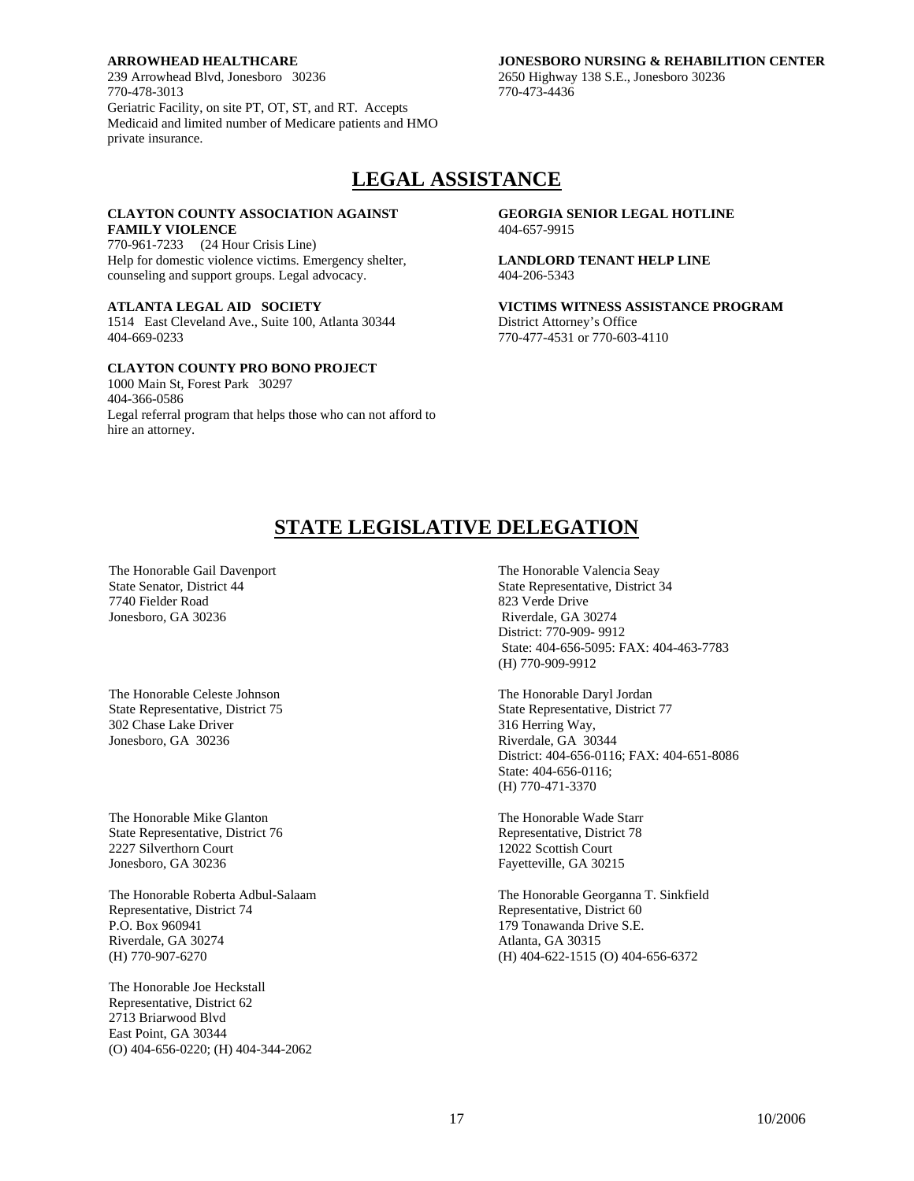**ARROWHEAD HEALTHCARE**
239 Arrowhead Blvd, Jonesboro 30236
770-478-3013
Geriatric Facility, on site PT, OT, ST, and RT. Accepts Medicaid and limited number of Medicare patients and HMO private insurance.

**JONESBORO NURSING & REHABILITION CENTER**
2650 Highway 138 S.E., Jonesboro 30236
770-473-4436

## LEGAL ASSISTANCE

**CLAYTON COUNTY ASSOCIATION AGAINST FAMILY VIOLENCE**
770-961-7233 (24 Hour Crisis Line)
Help for domestic violence victims. Emergency shelter, counseling and support groups. Legal advocacy.

**ATLANTA LEGAL AID SOCIETY**
1514 East Cleveland Ave., Suite 100, Atlanta 30344
404-669-0233

**CLAYTON COUNTY PRO BONO PROJECT**
1000 Main St, Forest Park 30297
404-366-0586
Legal referral program that helps those who can not afford to hire an attorney.

**GEORGIA SENIOR LEGAL HOTLINE**
404-657-9915

**LANDLORD TENANT HELP LINE**
404-206-5343

**VICTIMS WITNESS ASSISTANCE PROGRAM**
District Attorney's Office
770-477-4531 or 770-603-4110

## STATE LEGISLATIVE DELEGATION

The Honorable Gail Davenport
State Senator, District 44
7740 Fielder Road
Jonesboro, GA 30236

The Honorable Celeste Johnson
State Representative, District 75
302 Chase Lake Driver
Jonesboro, GA 30236

The Honorable Mike Glanton
State Representative, District 76
2227 Silverthorn Court
Jonesboro, GA 30236

The Honorable Roberta Adbul-Salaam
Representative, District 74
P.O. Box 960941
Riverdale, GA 30274
(H) 770-907-6270

The Honorable Joe Heckstall
Representative, District 62
2713 Briarwood Blvd
East Point, GA 30344
(O) 404-656-0220; (H) 404-344-2062

The Honorable Valencia Seay
State Representative, District 34
823 Verde Drive
Riverdale, GA 30274
District: 770-909- 9912
State: 404-656-5095: FAX: 404-463-7783
(H) 770-909-9912

The Honorable Daryl Jordan
State Representative, District 77
316 Herring Way,
Riverdale, GA 30344
District: 404-656-0116; FAX: 404-651-8086
State: 404-656-0116;
(H) 770-471-3370

The Honorable Wade Starr
Representative, District 78
12022 Scottish Court
Fayetteville, GA 30215

The Honorable Georganna T. Sinkfield
Representative, District 60
179 Tonawanda Drive S.E.
Atlanta, GA 30315
(H) 404-622-1515 (O) 404-656-6372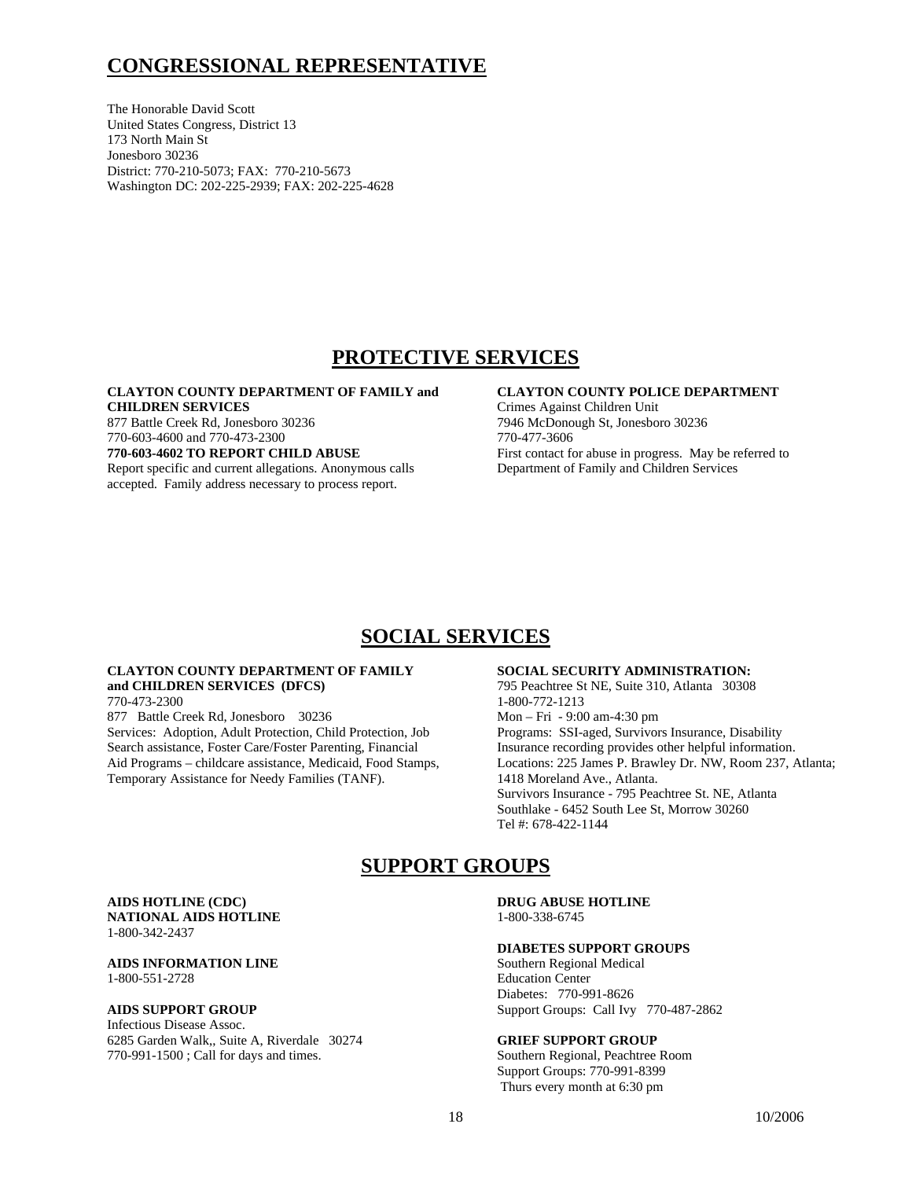## CONGRESSIONAL REPRESENTATIVE

The Honorable David Scott
United States Congress, District 13
173 North Main St
Jonesboro 30236
District: 770-210-5073; FAX: 770-210-5673
Washington DC: 202-225-2939; FAX: 202-225-4628

## PROTECTIVE SERVICES

**CLAYTON COUNTY DEPARTMENT OF FAMILY and CHILDREN SERVICES**
877 Battle Creek Rd, Jonesboro 30236
770-603-4600 and 770-473-2300
**770-603-4602 TO REPORT CHILD ABUSE**
Report specific and current allegations. Anonymous calls accepted. Family address necessary to process report.

**CLAYTON COUNTY POLICE DEPARTMENT**
Crimes Against Children Unit
7946 McDonough St, Jonesboro 30236
770-477-3606
First contact for abuse in progress. May be referred to Department of Family and Children Services

## SOCIAL SERVICES

**CLAYTON COUNTY DEPARTMENT OF FAMILY and CHILDREN SERVICES (DFCS)**
770-473-2300
877 Battle Creek Rd, Jonesboro 30236
Services: Adoption, Adult Protection, Child Protection, Job Search assistance, Foster Care/Foster Parenting, Financial Aid Programs – childcare assistance, Medicaid, Food Stamps, Temporary Assistance for Needy Families (TANF).

**SOCIAL SECURITY ADMINISTRATION:**
795 Peachtree St NE, Suite 310, Atlanta 30308
1-800-772-1213
Mon – Fri - 9:00 am-4:30 pm
Programs: SSI-aged, Survivors Insurance, Disability Insurance recording provides other helpful information.
Locations: 225 James P. Brawley Dr. NW, Room 237, Atlanta; 1418 Moreland Ave., Atlanta.
Survivors Insurance - 795 Peachtree St. NE, Atlanta
Southlake - 6452 South Lee St, Morrow 30260
Tel #: 678-422-1144

## SUPPORT GROUPS

**AIDS HOTLINE (CDC)**
**NATIONAL AIDS HOTLINE**
1-800-342-2437

**AIDS INFORMATION LINE**
1-800-551-2728

**AIDS SUPPORT GROUP**
Infectious Disease Assoc.
6285 Garden Walk,, Suite A, Riverdale 30274
770-991-1500 ; Call for days and times.

**DRUG ABUSE HOTLINE**
1-800-338-6745

**DIABETES SUPPORT GROUPS**
Southern Regional Medical
Education Center
Diabetes: 770-991-8626
Support Groups: Call Ivy 770-487-2862

**GRIEF SUPPORT GROUP**
Southern Regional, Peachtree Room
Support Groups: 770-991-8399
Thurs every month at 6:30 pm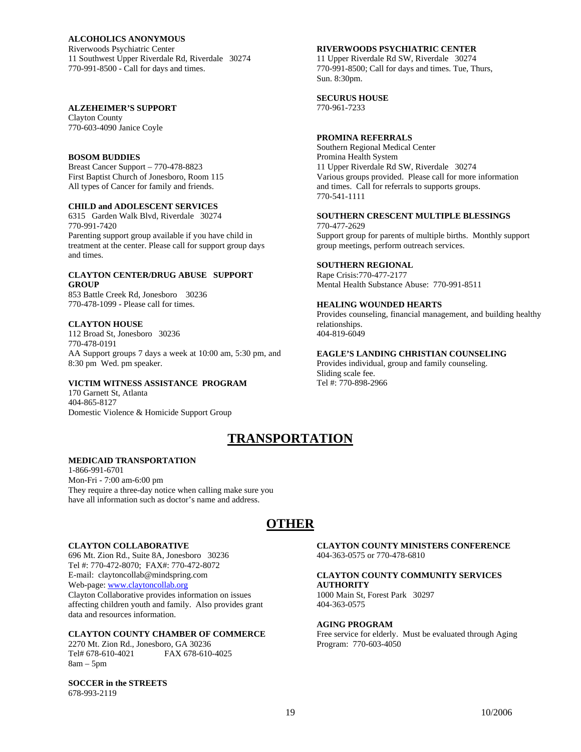**ALCOHOLICS ANONYMOUS**
Riverwoods Psychiatric Center
11 Southwest Upper Riverdale Rd, Riverdale 30274
770-991-8500 - Call for days and times.

**ALZEHEIMER'S SUPPORT**
Clayton County
770-603-4090 Janice Coyle

**BOSOM BUDDIES**
Breast Cancer Support – 770-478-8823
First Baptist Church of Jonesboro, Room 115
All types of Cancer for family and friends.

**CHILD and ADOLESCENT SERVICES**
6315 Garden Walk Blvd, Riverdale 30274
770-991-7420
Parenting support group available if you have child in treatment at the center. Please call for support group days and times.

**CLAYTON CENTER/DRUG ABUSE SUPPORT GROUP**
853 Battle Creek Rd, Jonesboro 30236
770-478-1099 - Please call for times.

**CLAYTON HOUSE**
112 Broad St, Jonesboro 30236
770-478-0191
AA Support groups 7 days a week at 10:00 am, 5:30 pm, and 8:30 pm Wed. pm speaker.

**VICTIM WITNESS ASSISTANCE PROGRAM**
170 Garnett St, Atlanta
404-865-8127
Domestic Violence & Homicide Support Group

**RIVERWOODS PSYCHIATRIC CENTER**
11 Upper Riverdale Rd SW, Riverdale 30274
770-991-8500; Call for days and times. Tue, Thurs, Sun. 8:30pm.

**SECURUS HOUSE**
770-961-7233

**PROMINA REFERRALS**
Southern Regional Medical Center
Promina Health System
11 Upper Riverdale Rd SW, Riverdale 30274
Various groups provided. Please call for more information and times. Call for referrals to supports groups.
770-541-1111

**SOUTHERN CRESCENT MULTIPLE BLESSINGS**
770-477-2629
Support group for parents of multiple births. Monthly support group meetings, perform outreach services.

**SOUTHERN REGIONAL**
Rape Crisis:770-477-2177
Mental Health Substance Abuse: 770-991-8511

**HEALING WOUNDED HEARTS**
Provides counseling, financial management, and building healthy relationships.
404-819-6049

**EAGLE'S LANDING CHRISTIAN COUNSELING**
Provides individual, group and family counseling.
Sliding scale fee.
Tel #: 770-898-2966

# TRANSPORTATION

**MEDICAID TRANSPORTATION**
1-866-991-6701
Mon-Fri - 7:00 am-6:00 pm
They require a three-day notice when calling make sure you have all information such as doctor's name and address.

# OTHER

**CLAYTON COLLABORATIVE**
696 Mt. Zion Rd., Suite 8A, Jonesboro 30236
Tel #: 770-472-8070; FAX#: 770-472-8072
E-mail: claytoncollab@mindspring.com
Web-page: www.claytoncollab.org
Clayton Collaborative provides information on issues affecting children youth and family. Also provides grant data and resources information.

**CLAYTON COUNTY CHAMBER OF COMMERCE**
2270 Mt. Zion Rd., Jonesboro, GA 30236
Tel# 678-610-4021 FAX 678-610-4025
8am – 5pm

**SOCCER in the STREETS**
678-993-2119

**CLAYTON COUNTY MINISTERS CONFERENCE**
404-363-0575 or 770-478-6810

**CLAYTON COUNTY COMMUNITY SERVICES AUTHORITY**
1000 Main St, Forest Park 30297
404-363-0575

**AGING PROGRAM**
Free service for elderly. Must be evaluated through Aging Program: 770-603-4050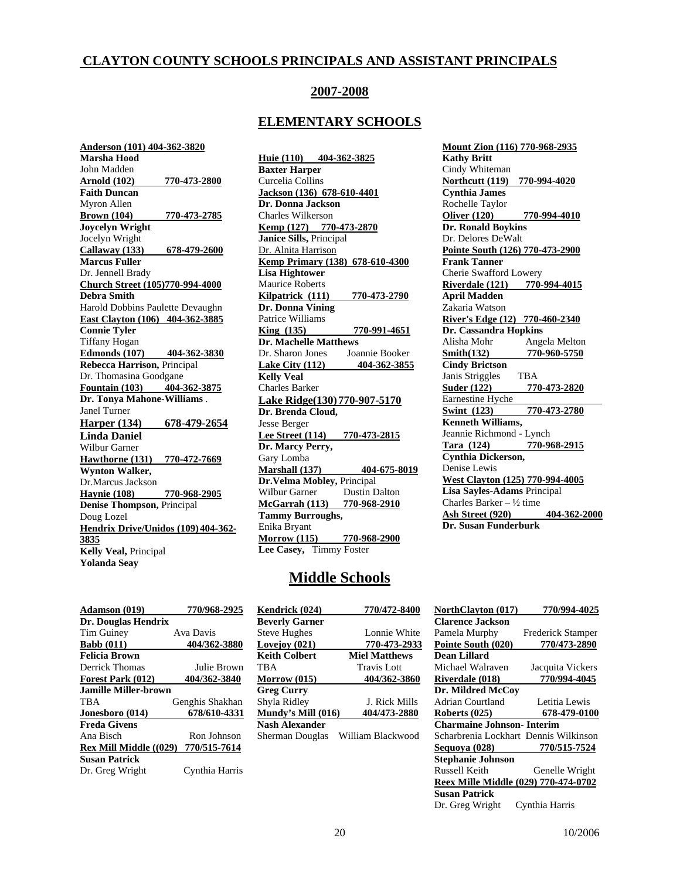## CLAYTON COUNTY SCHOOLS PRINCIPALS AND ASSISTANT PRINCIPALS

## 2007-2008

## ELEMENTARY SCHOOLS

**Anderson (101) 404-362-3820**
**Marsha Hood**
John Madden

**Arnold (102) 770-473-2800**
**Faith Duncan**
Myron Allen

**Brown (104) 770-473-2785**
**Joycelyn Wright**
Jocelyn Wright

**Callaway (133) 678-479-2600**
**Marcus Fuller**
Dr. Jennell Brady

**Church Street (105) 770-994-4000**
**Debra Smith**
Harold Dobbins Paulette Devaughn

**East Clayton (106) 404-362-3885**
**Connie Tyler**
Tiffany Hogan

**Edmonds (107) 404-362-3830**
**Rebecca Harrison,** Principal
Dr. Thomasina Goodgane

**Fountain (103) 404-362-3875**
**Dr. Tonya Mahone-Williams** .
Janel Turner

**Harper (134) 678-479-2654**
**Linda Daniel**
Wilbur Garner

**Hawthorne (131) 770-472-7669**
**Wynton Walker,**
Dr.Marcus Jackson

**Haynie (108) 770-968-2905**
**Denise Thompson,** Principal
Doug Lozel

**Hendrix Drive/Unidos (109) 404-362-3835**
**Kelly Veal,** Principal
**Yolanda Seay**

**Huie (110) 404-362-3825**
**Baxter Harper**
Curcelia Collins

**Jackson (136) 678-610-4401**
**Dr. Donna Jackson**
Charles Wilkerson

**Kemp (127) 770-473-2870**
**Janice Sills,** Principal
Dr. Alnita Harrison

**Kemp Primary (138) 678-610-4300**
**Lisa Hightower**
Maurice Roberts

**Kilpatrick (111) 770-473-2790**
**Dr. Donna Vining**
Patrice Williams

**King (135) 770-991-4651**
**Dr. Machelle Matthews**
Dr. Sharon Jones Joannie Booker

**Lake City (112) 404-362-3855**
**Kelly Veal**
Charles Barker

**Lake Ridge (130) 770-907-5170**
**Dr. Brenda Cloud,**
Jesse Berger

**Lee Street (114) 770-473-2815**
**Dr. Marcy Perry,**
Gary Lomba

**Marshall (137) 404-675-8019**
**Dr.Velma Mobley,** Principal
Wilbur Garner Dustin Dalton

**McGarrah (113) 770-968-2910**
**Tammy Burroughs,**
Enika Bryant

**Morrow (115) 770-968-2900**
**Lee Casey,** Timmy Foster

**Mount Zion (116) 770-968-2935**
**Kathy Britt**
Cindy Whiteman

**Northcutt (119) 770-994-4020**
**Cynthia James**
Rochelle Taylor

**Oliver (120) 770-994-4010**
**Dr. Ronald Boykins**
Dr. Delores DeWalt

**Pointe South (126) 770-473-2900**
**Frank Tanner**
Cherie Swafford Lowery

**Riverdale (121) 770-994-4015**
**April Madden**
Zakaria Watson

**River's Edge (12) 770-460-2340**
**Dr. Cassandra Hopkins**
Alisha Mohr Angela Melton

**Smith(132) 770-960-5750**
**Cindy Brictson**
Janis Striggles TBA

**Suder (122) 770-473-2820**
Earnestine Hyche

**Swint (123) 770-473-2780**
**Kenneth Williams,**
Jeannie Richmond - Lynch

**Tara (124) 770-968-2915**
**Cynthia Dickerson,**
Denise Lewis

**West Clayton (125) 770-994-4005**
**Lisa Sayles-Adams** Principal
Charles Barker – ½ time

**Ash Street (920) 404-362-2000**
**Dr. Susan Funderburk**

## Middle Schools

**Adamson (019) 770/968-2925**
**Dr. Douglas Hendrix**
Tim Guiney Ava Davis

**Babb (011) 404/362-3880**
**Felicia Brown**
Derrick Thomas Julie Brown

**Forest Park (012) 404/362-3840**
**Jamille Miller-brown**
TBA Genghis Shakhan

**Jonesboro (014) 678/610-4331**
**Freda Givens**
Ana Bisch Ron Johnson

**Rex Mill Middle ((029) 770/515-7614**
**Susan Patrick**
Dr. Greg Wright Cynthia Harris

**Kendrick (024) 770/472-8400**
**Beverly Garner**
Steve Hughes Lonnie White

**Lovejoy (021) 770-473-2933**
**Keith Colbert** **Miel Matthews**
TBA Travis Lott

**Morrow (015) 404/362-3860**
**Greg Curry**
Shyla Ridley J. Rick Mills

**Mundy's Mill (016) 404/473-2880**
**Nash Alexander**
Sherman Douglas William Blackwood

**NorthClayton (017) 770/994-4025**
**Clarence Jackson**
Pamela Murphy Frederick Stamper

**Pointe South (020) 770/473-2890**
**Dean Lillard**
Michael Walraven Jacquita Vickers

**Riverdale (018) 770/994-4045**
**Dr. Mildred McCoy**
Adrian Courtland Letitia Lewis

**Roberts (025) 678-479-0100**
**Charmaine Johnson- Interim**
Scharbrenia Lockhart Dennis Wilkinson

**Sequoya (028) 770/515-7524**
**Stephanie Johnson**
Russell Keith Genelle Wright

**Reex Mille Middle (029) 770-474-0702**
**Susan Patrick**
Dr. Greg Wright Cynthia Harris

10/2006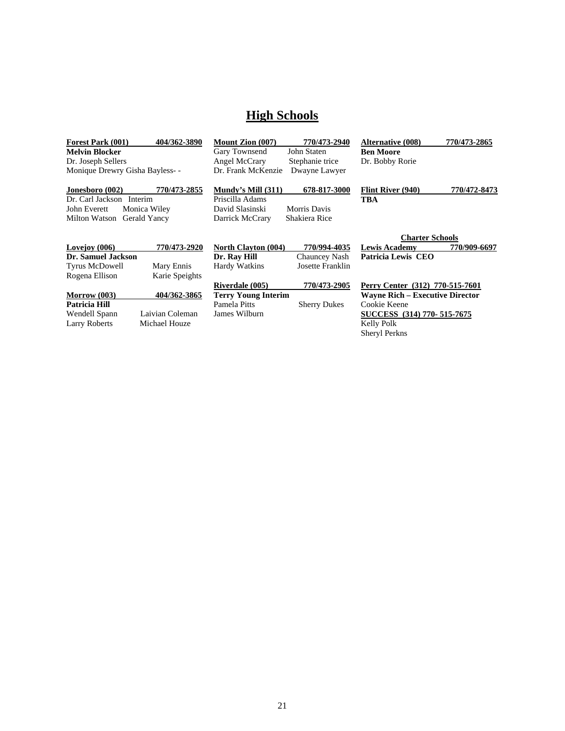# High Schools

**Forest Park (001)** 404/362-3890
**Melvin Blocker**
Dr. Joseph Sellers
Monique Drewry Gisha Bayless- -

**Jonesboro (002)** 770/473-2855
Dr. Carl Jackson Interim
John Everett Monica Wiley
Milton Watson Gerald Yancy

**Lovejoy (006)** 770/473-2920
**Dr. Samuel Jackson**
Tyrus McDowell Mary Ennis
Rogena Ellison Karie Speights

**Morrow (003)** 404/362-3865
**Patricia Hill**
Wendell Spann Laivian Coleman
Larry Roberts Michael Houze

**Mount Zion (007)** 770/473-2940
Gary Townsend John Staten
Angel McCrary Stephanie trice
Dr. Frank McKenzie Dwayne Lawyer

**Mundy's Mill (311)** 678-817-3000
Priscilla Adams
David Slasinski Morris Davis
Darrick McCrary Shakiera Rice

**North Clayton (004)** 770/994-4035
**Dr. Ray Hill** Chauncey Nash
Hardy Watkins Josette Franklin

**Riverdale (005)** 770/473-2905
**Terry Young Interim**
Pamela Pitts Sherry Dukes
James Wilburn

**Alternative (008)** 770/473-2865
**Ben Moore**
Dr. Bobby Rorie

**Flint River (940)** 770/472-8473
**TBA**

## Charter Schools

**Lewis Academy** 770/909-6697
**Patricia Lewis CEO**

**Perry Center (312) 770-515-7601**
**Wayne Rich – Executive Director**
Cookie Keene

**SUCCESS (314) 770- 515-7675**
Kelly Polk
Sheryl Perkns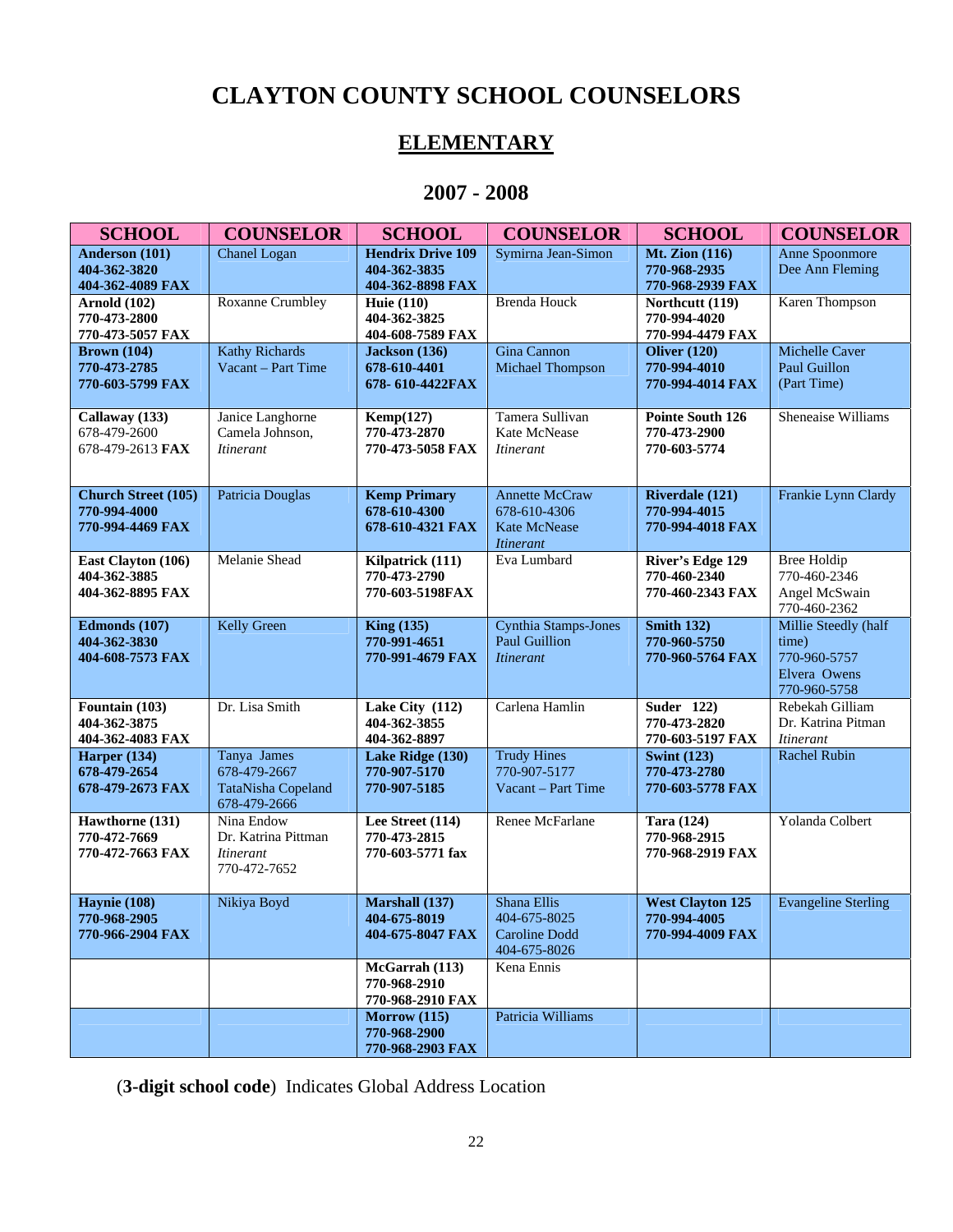# CLAYTON COUNTY SCHOOL COUNSELORS

## ELEMENTARY

## 2007 - 2008

| SCHOOL | COUNSELOR | SCHOOL | COUNSELOR | SCHOOL | COUNSELOR |
|---|---|---|---|---|---|
| **Anderson (101)**<br>**404-362-3820**<br>**404-362-4089 FAX** | Chanel Logan | **Hendrix Drive 109**<br>**404-362-3835**<br>**404-362-8898 FAX** | Symirna Jean-Simon | **Mt. Zion (116)**<br>**770-968-2935**<br>**770-968-2939 FAX** | Anne Spoonmore<br>Dee Ann Fleming |
| **Arnold (102)**<br>**770-473-2800**<br>**770-473-5057 FAX** | Roxanne Crumbley | **Huie (110)**<br>**404-362-3825**<br>**404-608-7589 FAX** | Brenda Houck | **Northcutt (119)**<br>**770-994-4020**<br>**770-994-4479 FAX** | Karen Thompson |
| **Brown (104)**<br>**770-473-2785**<br>**770-603-5799 FAX** | Kathy Richards<br>Vacant – Part Time | **Jackson (136)**<br>**678-610-4401**<br>**678- 610-4422FAX** | Gina Cannon<br>Michael Thompson | **Oliver (120)**<br>**770-994-4010**<br>**770-994-4014 FAX** | Michelle Caver<br>Paul Guillon<br>(Part Time) |
| **Callaway (133)**<br>678-479-2600<br>678-479-2613 **FAX** | Janice Langhorne<br>Camela Johnson,<br>*Itinerant* | **Kemp(127)**<br>**770-473-2870**<br>**770-473-5058 FAX** | Tamera Sullivan<br>Kate McNease<br>*Itinerant* | **Pointe South 126**<br>**770-473-2900**<br>**770-603-5774** | Sheneaise Williams |
| **Church Street (105)**<br>**770-994-4000**<br>**770-994-4469 FAX** | Patricia Douglas | **Kemp Primary**<br>**678-610-4300**<br>**678-610-4321 FAX** | Annette McCraw<br>678-610-4306<br>Kate McNease<br>*Itinerant* | **Riverdale (121)**<br>**770-994-4015**<br>**770-994-4018 FAX** | Frankie Lynn Clardy |
| **East Clayton (106)**<br>**404-362-3885**<br>**404-362-8895 FAX** | Melanie Shead | **Kilpatrick (111)**<br>**770-473-2790**<br>**770-603-5198FAX** | Eva Lumbard | **River's Edge 129**<br>**770-460-2340**<br>**770-460-2343 FAX** | Bree Holdip<br>770-460-2346<br>Angel McSwain<br>770-460-2362 |
| **Edmonds (107)**<br>**404-362-3830**<br>**404-608-7573 FAX** | Kelly Green | **King (135)**<br>**770-991-4651**<br>**770-991-4679 FAX** | Cynthia Stamps-Jones<br>Paul Guillion<br>*Itinerant* | **Smith 132)**<br>**770-960-5750**<br>**770-960-5764 FAX** | Millie Steedly (half time)<br>770-960-5757<br>Elvera Owens<br>770-960-5758 |
| **Fountain (103)**<br>**404-362-3875**<br>**404-362-4083 FAX** | Dr. Lisa Smith | **Lake City (112)**<br>**404-362-3855**<br>**404-362-8897** | Carlena Hamlin | **Suder 122)**<br>**770-473-2820**<br>**770-603-5197 FAX** | Rebekah Gilliam<br>Dr. Katrina Pitman<br>*Itinerant* |
| **Harper (134)**<br>**678-479-2654**<br>**678-479-2673 FAX** | Tanya James<br>678-479-2667<br>TataNisha Copeland<br>678-479-2666 | **Lake Ridge (130)**<br>**770-907-5170**<br>**770-907-5185** | Trudy Hines<br>770-907-5177<br>Vacant – Part Time | **Swint (123)**<br>**770-473-2780**<br>**770-603-5778 FAX** | Rachel Rubin |
| **Hawthorne (131)**<br>**770-472-7669**<br>**770-472-7663 FAX** | Nina Endow<br>Dr. Katrina Pittman<br>*Itinerant*<br>770-472-7652 | **Lee Street (114)**<br>**770-473-2815**<br>**770-603-5771 fax** | Renee McFarlane | **Tara (124)**<br>**770-968-2915**<br>**770-968-2919 FAX** | Yolanda Colbert |
| **Haynie (108)**<br>**770-968-2905**<br>**770-966-2904 FAX** | Nikiya Boyd | **Marshall (137)**<br>**404-675-8019**<br>**404-675-8047 FAX** | Shana Ellis<br>404-675-8025<br>Caroline Dodd<br>404-675-8026 | **West Clayton 125**<br>**770-994-4005**<br>**770-994-4009 FAX** | Evangeline Sterling |
| | | **McGarrah (113)**<br>**770-968-2910**<br>**770-968-2910 FAX** | Kena Ennis | | |
| | | **Morrow (115)**<br>**770-968-2900**<br>**770-968-2903 FAX** | Patricia Williams | | |

(**3-digit school code**) Indicates Global Address Location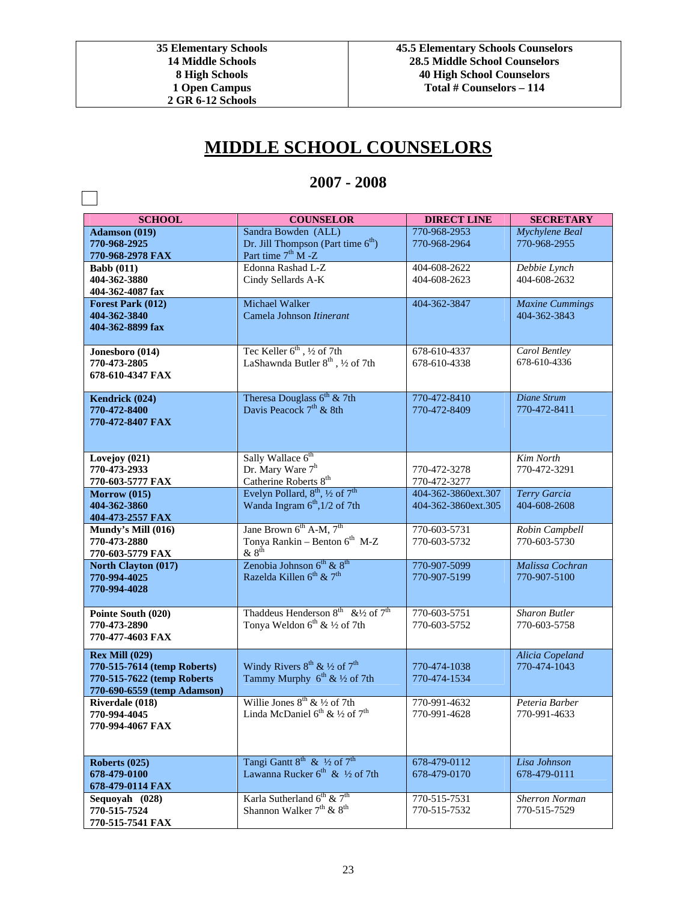| 35 Elementary Schools<br>14 Middle Schools<br>8 High Schools<br>1 Open Campus<br>2 GR 6-12 Schools | 45.5 Elementary Schools Counselors<br>28.5 Middle School Counselors<br>40 High School Counselors<br>Total # Counselors – 114 |
|---|---|

# MIDDLE SCHOOL COUNSELORS

## 2007 - 2008

| SCHOOL | COUNSELOR | DIRECT LINE | SECRETARY |
|---|---|---|---|
| **Adamson (019)**<br>**770-968-2925**<br>**770-968-2978 FAX** | Sandra Bowden (ALL)<br>Dr. Jill Thompson (Part time 6th)<br>Part time 7th M -Z | 770-968-2953<br>770-968-2964 | *Mychylene Beal*<br>770-968-2955 |
| **Babb (011)**<br>**404-362-3880**<br>**404-362-4087 fax** | Edonna Rashad L-Z<br>Cindy Sellards A-K | 404-608-2622<br>404-608-2623 | *Debbie Lynch*<br>404-608-2632 |
| **Forest Park (012)**<br>**404-362-3840**<br>**404-362-8899 fax** | Michael Walker<br>Camela Johnson *Itinerant* | 404-362-3847 | *Maxine Cummings*<br>404-362-3843 |
| **Jonesboro (014)**<br>**770-473-2805**<br>**678-610-4347 FAX** | Tec Keller 6th , ½ of 7th<br>LaShawnda Butler 8th , ½ of 7th | 678-610-4337<br>678-610-4338 | *Carol Bentley*<br>678-610-4336 |
| **Kendrick (024)**<br>**770-472-8400**<br>**770-472-8407 FAX** | Theresa Douglass 6th & 7th<br>Davis Peacock 7th & 8th | 770-472-8410<br>770-472-8409 | *Diane Strum*<br>770-472-8411 |
| **Lovejoy (021)**<br>**770-473-2933**<br>**770-603-5777 FAX** | Sally Wallace 6th<br>Dr. Mary Ware 7th<br>Catherine Roberts 8th | <br>770-472-3278<br>770-472-3277 | *Kim North*<br>770-472-3291 |
| **Morrow (015)**<br>**404-362-3860**<br>**404-473-2557 FAX** | Evelyn Pollard, 8th, ½ of 7th<br>Wanda Ingram 6th,1/2 of 7th | 404-362-3860ext.307<br>404-362-3860ext.305 | *Terry Garcia*<br>404-608-2608 |
| **Mundy's Mill (016)**<br>**770-473-2880**<br>**770-603-5779 FAX** | Jane Brown 6th A-M, 7th<br>Tonya Rankin – Benton 6th M-Z & 8th | 770-603-5731<br>770-603-5732 | *Robin Campbell*<br>770-603-5730 |
| **North Clayton (017)**<br>**770-994-4025**<br>**770-994-4028** | Zenobia Johnson 6th & 8th<br>Razelda Killen 6th & 7th | 770-907-5099<br>770-907-5199 | *Malissa Cochran*<br>770-907-5100 |
| **Pointe South (020)**<br>**770-473-2890**<br>**770-477-4603 FAX** | Thaddeus Henderson 8th &½ of 7th<br>Tonya Weldon 6th & ½ of 7th | 770-603-5751<br>770-603-5752 | *Sharon Butler*<br>770-603-5758 |
| **Rex Mill (029)**<br>**770-515-7614 (temp Roberts)**<br>**770-515-7622 (temp Roberts**<br>**770-690-6559 (temp Adamson)** | Windy Rivers 8th & ½ of 7th<br>Tammy Murphy 6th & ½ of 7th | 770-474-1038<br>770-474-1534 | *Alicia Copeland*<br>770-474-1043 |
| **Riverdale (018)**<br>**770-994-4045**<br>**770-994-4067 FAX** | Willie Jones 8th & ½ of 7th<br>Linda McDaniel 6th & ½ of 7th | 770-991-4632<br>770-991-4628 | *Peteria Barber*<br>770-991-4633 |
| **Roberts (025)**<br>**678-479-0100**<br>**678-479-0114 FAX** | Tangi Gantt 8th & ½ of 7th<br>Lawanna Rucker 6th & ½ of 7th | 678-479-0112<br>678-479-0170 | *Lisa Johnson*<br>678-479-0111 |
| **Sequoyah (028)**<br>**770-515-7524**<br>**770-515-7541 FAX** | Karla Sutherland 6th & 7th<br>Shannon Walker 7th & 8th | 770-515-7531<br>770-515-7532 | *Sherron Norman*<br>770-515-7529 |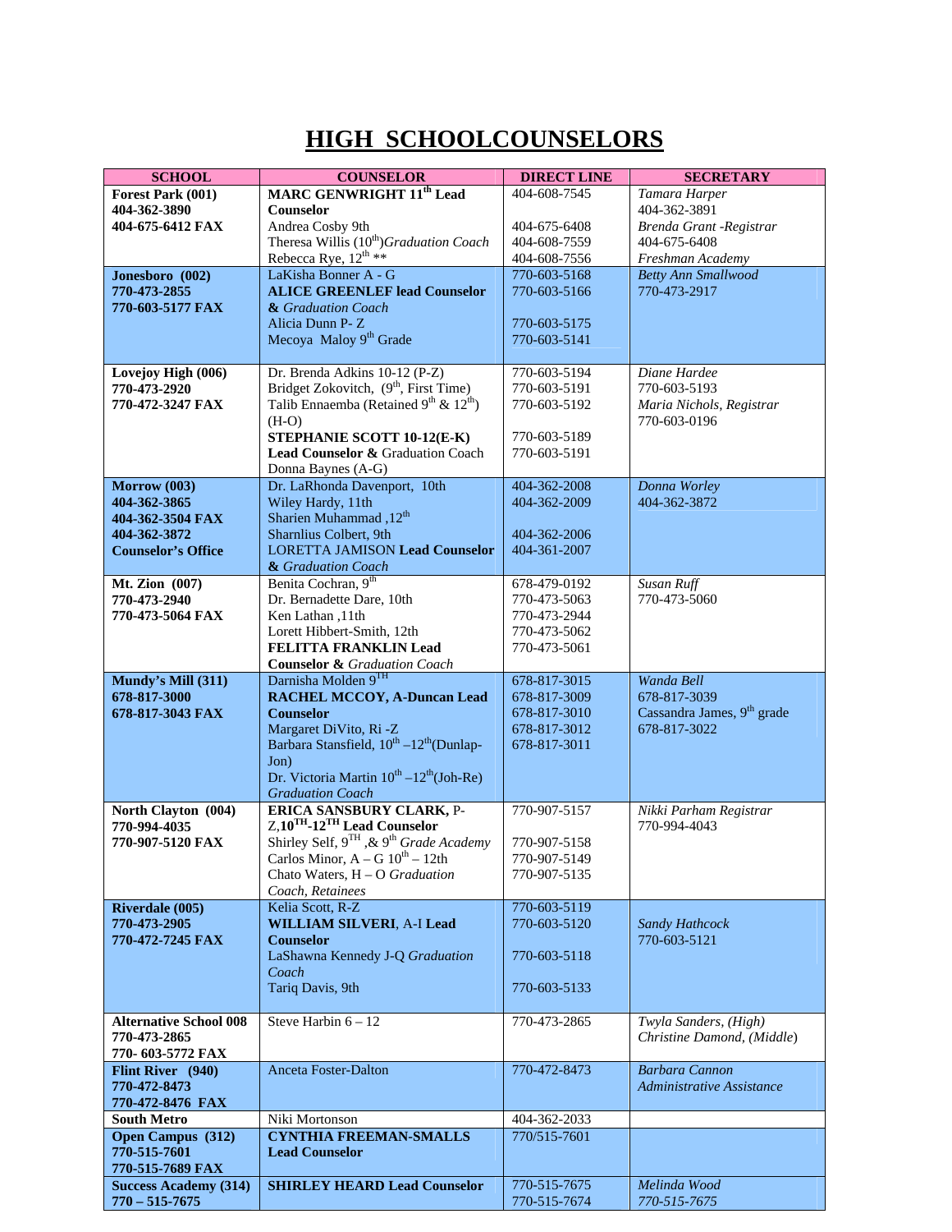# HIGH SCHOOLCOUNSELORS

| SCHOOL | COUNSELOR | DIRECT LINE | SECRETARY |
|---|---|---|---|
| **Forest Park (001)**<br>**404-362-3890**<br>**404-675-6412 FAX** | **MARC GENWRIGHT 11th Lead Counselor**<br>Andrea Cosby 9th<br>Theresa Willis (10th)*Graduation Coach*<br>Rebecca Rye, 12th ** | 404-608-7545<br><br>404-675-6408<br>404-608-7559<br>404-608-7556 | *Tamara Harper*<br>404-362-3891<br>*Brenda Grant -Registrar*<br>404-675-6408<br>*Freshman Academy* |
| **Jonesboro (002)**<br>**770-473-2855**<br>**770-603-5177 FAX** | LaKisha Bonner A - G<br>**ALICE GREENLEF lead Counselor & *Graduation Coach***<br>Alicia Dunn P- Z<br>Mecoya Maloy 9th Grade | 770-603-5168<br>770-603-5166<br><br>770-603-5175<br>770-603-5141 | *Betty Ann Smallwood*<br>770-473-2917 |
| **Lovejoy High (006)**<br>**770-473-2920**<br>**770-472-3247 FAX** | Dr. Brenda Adkins 10-12 (P-Z)<br>Bridget Zokovitch, (9th, First Time)<br>Talib Ennaemba (Retained 9th & 12th) (H-O)<br>**STEPHANIE SCOTT 10-12(E-K) Lead Counselor &** Graduation Coach<br>Donna Baynes (A-G) | 770-603-5194<br>770-603-5191<br>770-603-5192<br><br>770-603-5189<br>770-603-5191 | *Diane Hardee*<br>770-603-5193<br>*Maria Nichols, Registrar*<br>770-603-0196 |
| **Morrow (003)**<br>**404-362-3865**<br>**404-362-3504 FAX**<br>**404-362-3872**<br>**Counselor's Office** | Dr. LaRhonda Davenport, 10th<br>Wiley Hardy, 11th<br>Sharien Muhammad ,12th<br>Sharnlius Colbert, 9th<br>LORETTA JAMISON **Lead Counselor & *Graduation Coach*** | 404-362-2008<br>404-362-2009<br><br>404-362-2006<br>404-361-2007 | *Donna Worley*<br>404-362-3872 |
| **Mt. Zion (007)**<br>**770-473-2940**<br>**770-473-5064 FAX** | Benita Cochran, 9th<br>Dr. Bernadette Dare, 10th<br>Ken Lathan ,11th<br>Lorett Hibbert-Smith, 12th<br>**FELITTA FRANKLIN Lead Counselor &** *Graduation Coach* | 678-479-0192<br>770-473-5063<br>770-473-2944<br>770-473-5062<br>770-473-5061 | *Susan Ruff*<br>770-473-5060 |
| **Mundy's Mill (311)**<br>**678-817-3000**<br>**678-817-3043 FAX** | Darnisha Molden 9TH<br>**RACHEL MCCOY, A-Duncan Lead Counselor**<br>Margaret DiVito, Ri -Z<br>Barbara Stansfield, 10th –12th(Dunlap-Jon)<br>Dr. Victoria Martin 10th –12th(Joh-Re)<br>*Graduation Coach* | 678-817-3015<br>678-817-3009<br>678-817-3010<br>678-817-3012<br>678-817-3011 | *Wanda Bell*<br>678-817-3039<br>Cassandra James, 9th grade<br>678-817-3022 |
| **North Clayton (004)**<br>**770-994-4035**<br>**770-907-5120 FAX** | **ERICA SANSBURY CLARK,** P-Z,**10TH-12TH Lead Counselor**<br>Shirley Self, 9TH ,& 9th *Grade Academy*<br>Carlos Minor, A – G 10th – 12th<br>Chato Waters, H – O *Graduation Coach, Retainees* | 770-907-5157<br><br>770-907-5158<br>770-907-5149<br>770-907-5135 | *Nikki Parham Registrar*<br>770-994-4043 |
| **Riverdale (005)**<br>**770-473-2905**<br>**770-472-7245 FAX** | Kelia Scott, R-Z<br>**WILLIAM SILVERI**, A-I **Lead Counselor**<br>LaShawna Kennedy J-Q *Graduation Coach*<br>Tariq Davis, 9th | 770-603-5119<br>770-603-5120<br><br>770-603-5118<br><br>770-603-5133 | <br>*Sandy Hathcock*<br>770-603-5121 |
| **Alternative School 008**<br>**770-473-2865**<br>**770- 603-5772 FAX** | Steve Harbin 6 – 12 | 770-473-2865 | *Twyla Sanders, (High)*<br>*Christine Damond, (Middle)* |
| **Flint River (940)**<br>**770-472-8473**<br>**770-472-8476 FAX** | Anceta Foster-Dalton | 770-472-8473 | *Barbara Cannon*<br>*Administrative Assistance* |
| **South Metro** | Niki Mortonson | 404-362-2033 | |
| **Open Campus (312)**<br>**770-515-7601**<br>**770-515-7689 FAX** | **CYNTHIA FREEMAN-SMALLS Lead Counselor** | 770/515-7601 | |
| **Success Academy (314)**<br>**770 – 515-7675** | **SHIRLEY HEARD Lead Counselor** | 770-515-7675<br>770-515-7674 | *Melinda Wood*<br>*770-515-7675* |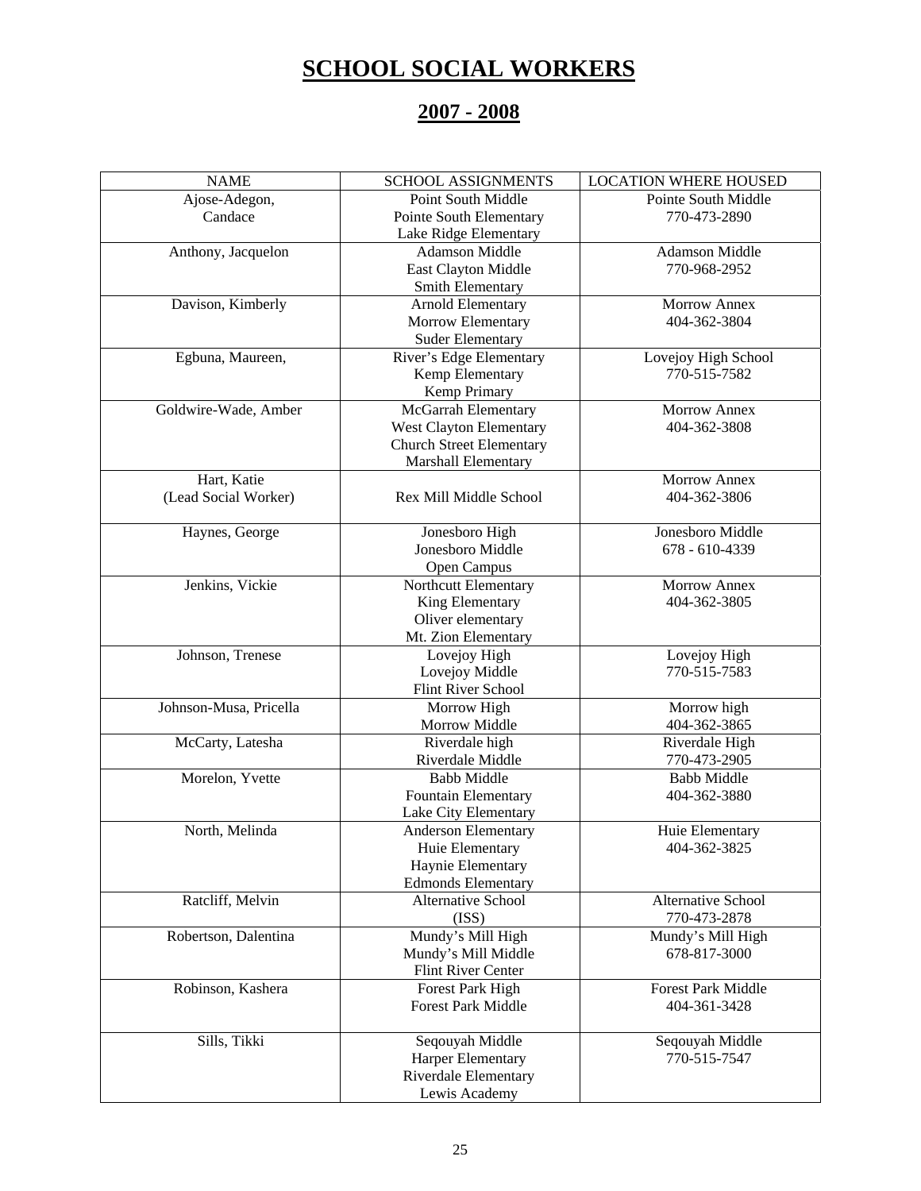# SCHOOL SOCIAL WORKERS

## 2007 - 2008

| NAME | SCHOOL ASSIGNMENTS | LOCATION WHERE HOUSED |
|---|---|---|
| Ajose-Adegon, Candace | Point South Middle<br>Pointe South Elementary<br>Lake Ridge Elementary | Pointe South Middle<br>770-473-2890 |
| Anthony, Jacquelon | Adamson Middle<br>East Clayton Middle<br>Smith Elementary | Adamson Middle<br>770-968-2952 |
| Davison, Kimberly | Arnold Elementary<br>Morrow Elementary<br>Suder Elementary | Morrow Annex<br>404-362-3804 |
| Egbuna, Maureen, | River's Edge Elementary<br>Kemp Elementary<br>Kemp Primary | Lovejoy High School<br>770-515-7582 |
| Goldwire-Wade, Amber | McGarrah Elementary<br>West Clayton Elementary<br>Church Street Elementary<br>Marshall Elementary | Morrow Annex<br>404-362-3808 |
| Hart, Katie<br>(Lead Social Worker) | Rex Mill Middle School | Morrow Annex<br>404-362-3806 |
| Haynes, George | Jonesboro High<br>Jonesboro Middle<br>Open Campus | Jonesboro Middle<br>678 - 610-4339 |
| Jenkins, Vickie | Northcutt Elementary<br>King Elementary<br>Oliver elementary<br>Mt. Zion Elementary | Morrow Annex<br>404-362-3805 |
| Johnson, Trenese | Lovejoy High<br>Lovejoy Middle<br>Flint River School | Lovejoy High<br>770-515-7583 |
| Johnson-Musa, Pricella | Morrow High<br>Morrow Middle | Morrow high<br>404-362-3865 |
| McCarty, Latesha | Riverdale high<br>Riverdale Middle | Riverdale High<br>770-473-2905 |
| Morelon, Yvette | Babb Middle<br>Fountain Elementary<br>Lake City Elementary | Babb Middle<br>404-362-3880 |
| North, Melinda | Anderson Elementary<br>Huie Elementary<br>Haynie Elementary<br>Edmonds Elementary | Huie Elementary<br>404-362-3825 |
| Ratcliff, Melvin | Alternative School<br>(ISS) | Alternative School<br>770-473-2878 |
| Robertson, Dalentina | Mundy's Mill High<br>Mundy's Mill Middle<br>Flint River Center | Mundy's Mill High<br>678-817-3000 |
| Robinson, Kashera | Forest Park High<br>Forest Park Middle | Forest Park Middle<br>404-361-3428 |
| Sills, Tikki | Seqouyah Middle<br>Harper Elementary<br>Riverdale Elementary<br>Lewis Academy | Seqouyah Middle<br>770-515-7547 |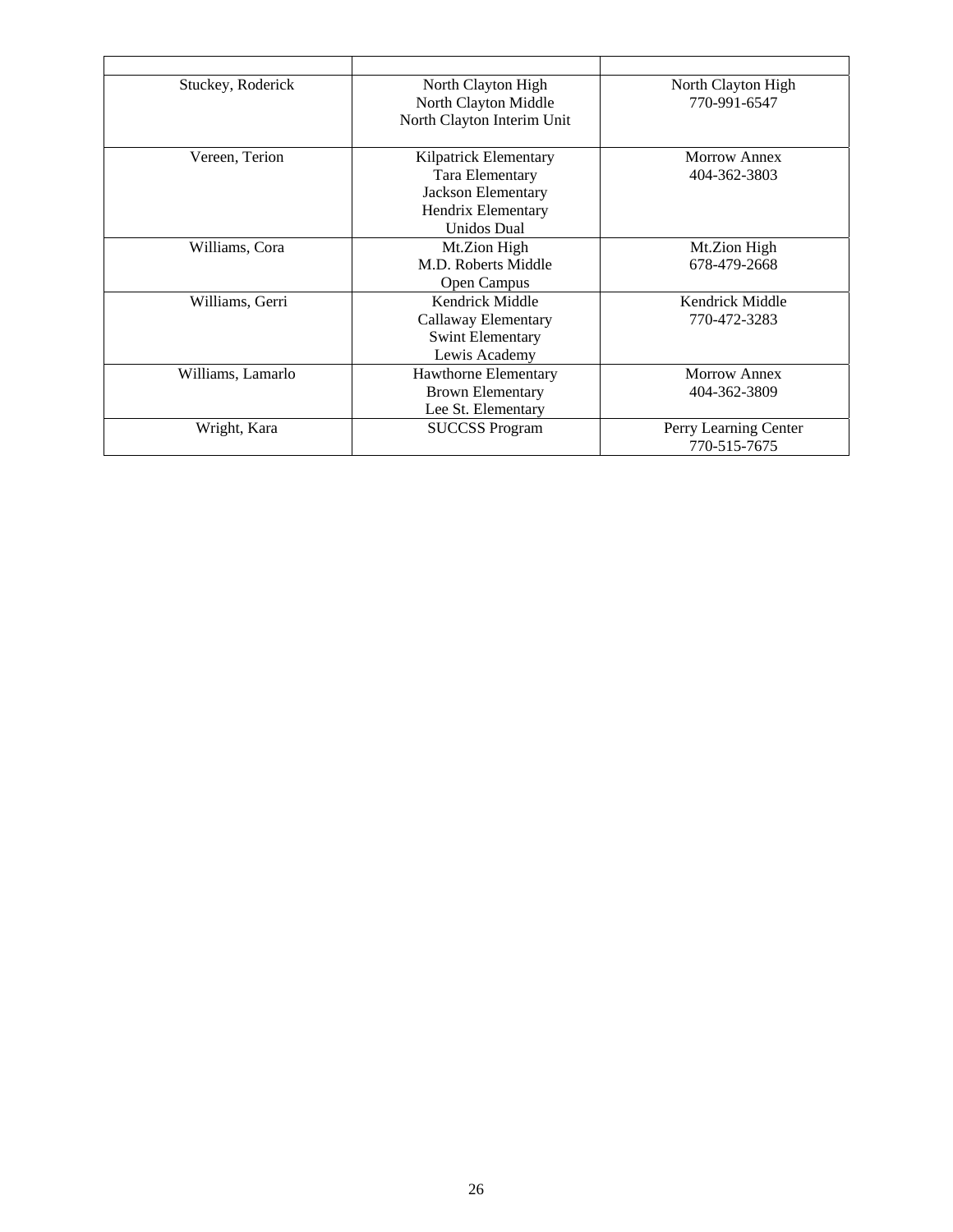| | | |
|---|---|---|
| Stuckey, Roderick | North Clayton High<br>North Clayton Middle<br>North Clayton Interim Unit | North Clayton High<br>770-991-6547 |
| Vereen, Terion | Kilpatrick Elementary<br>Tara Elementary<br>Jackson Elementary<br>Hendrix Elementary<br>Unidos Dual | Morrow Annex<br>404-362-3803 |
| Williams, Cora | Mt.Zion High<br>M.D. Roberts Middle<br>Open Campus | Mt.Zion High<br>678-479-2668 |
| Williams, Gerri | Kendrick Middle<br>Callaway Elementary<br>Swint Elementary<br>Lewis Academy | Kendrick Middle<br>770-472-3283 |
| Williams, Lamarlo | Hawthorne Elementary<br>Brown Elementary<br>Lee St. Elementary | Morrow Annex<br>404-362-3809 |
| Wright, Kara | SUCCSS Program | Perry Learning Center<br>770-515-7675 |